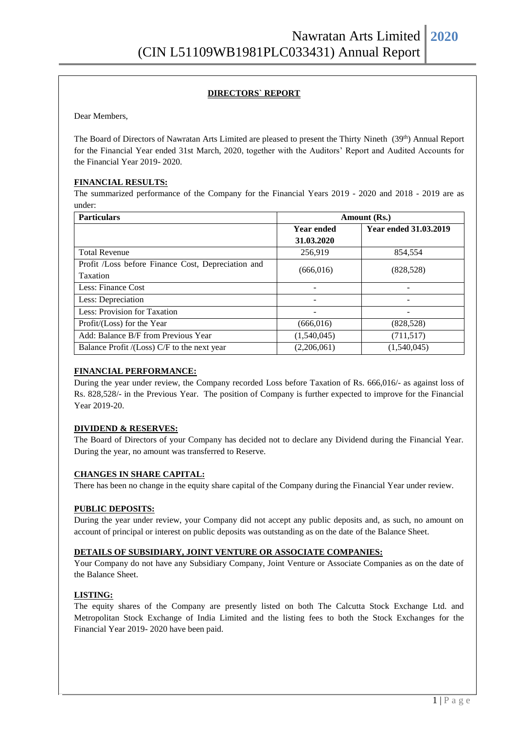# DIRECTORS` REPORT

Dear Members,

The Board of Directors of Nawratan Arts Limited are pleased to present the Thirty Nineth (39th) Annual Report for the Financial Year ended 31st March, 2020, together with the Auditors' Report and Audited Accounts for the Financial Year 2019- 2020.

## FINANCIAL RESULTS:

The summarized performance of the Company for the Financial Years 2019 - 2020 and 2018 - 2019 are as under:

| Particulars | Amount (Rs.) | |
|---|---|---|
| | Year ended 31.03.2020 | Year ended 31.03.2019 |
| Total Revenue | 256,919 | 854,554 |
| Profit /Loss before Finance Cost, Depreciation and Taxation | (666,016) | (828,528) |
| Less: Finance Cost | - | - |
| Less: Depreciation | - | - |
| Less: Provision for Taxation | - | - |
| Profit/(Loss) for the Year | (666,016) | (828,528) |
| Add: Balance B/F from Previous Year | (1,540,045) | (711,517) |
| Balance Profit /(Loss) C/F to the next year | (2,206,061) | (1,540,045) |

## FINANCIAL PERFORMANCE:

During the year under review, the Company recorded Loss before Taxation of Rs. 666,016/- as against loss of Rs. 828,528/- in the Previous Year. The position of Company is further expected to improve for the Financial Year 2019-20.

## DIVIDEND & RESERVES:

The Board of Directors of your Company has decided not to declare any Dividend during the Financial Year. During the year, no amount was transferred to Reserve.

## CHANGES IN SHARE CAPITAL:

There has been no change in the equity share capital of the Company during the Financial Year under review.

## PUBLIC DEPOSITS:

During the year under review, your Company did not accept any public deposits and, as such, no amount on account of principal or interest on public deposits was outstanding as on the date of the Balance Sheet.

## DETAILS OF SUBSIDIARY, JOINT VENTURE OR ASSOCIATE COMPANIES:

Your Company do not have any Subsidiary Company, Joint Venture or Associate Companies as on the date of the Balance Sheet.

## LISTING:

The equity shares of the Company are presently listed on both The Calcutta Stock Exchange Ltd. and Metropolitan Stock Exchange of India Limited and the listing fees to both the Stock Exchanges for the Financial Year 2019- 2020 have been paid.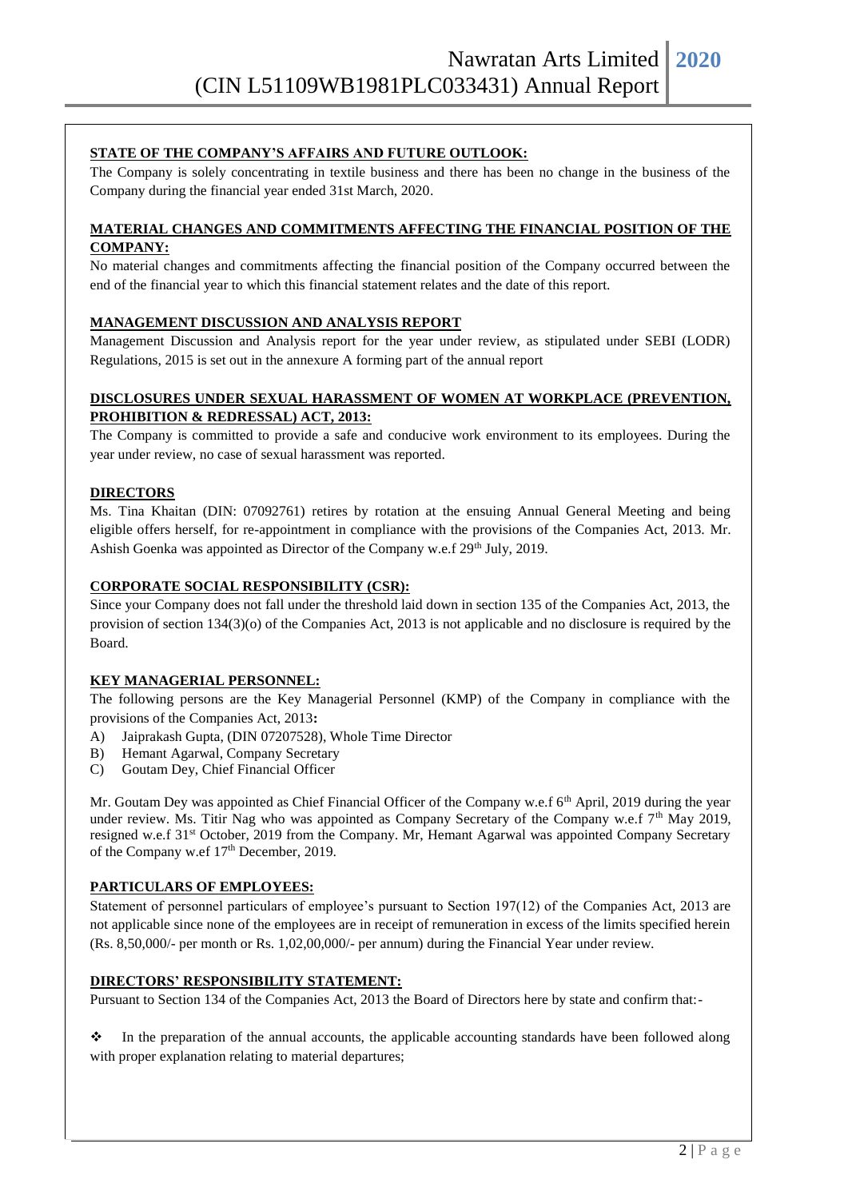**STATE OF THE COMPANY'S AFFAIRS AND FUTURE OUTLOOK:**

The Company is solely concentrating in textile business and there has been no change in the business of the Company during the financial year ended 31st March, 2020.

**MATERIAL CHANGES AND COMMITMENTS AFFECTING THE FINANCIAL POSITION OF THE COMPANY:**

No material changes and commitments affecting the financial position of the Company occurred between the end of the financial year to which this financial statement relates and the date of this report.

**MANAGEMENT DISCUSSION AND ANALYSIS REPORT**

Management Discussion and Analysis report for the year under review, as stipulated under SEBI (LODR) Regulations, 2015 is set out in the annexure A forming part of the annual report

**DISCLOSURES UNDER SEXUAL HARASSMENT OF WOMEN AT WORKPLACE (PREVENTION, PROHIBITION & REDRESSAL) ACT, 2013:**

The Company is committed to provide a safe and conducive work environment to its employees. During the year under review, no case of sexual harassment was reported.

**DIRECTORS**

Ms. Tina Khaitan (DIN: 07092761) retires by rotation at the ensuing Annual General Meeting and being eligible offers herself, for re-appointment in compliance with the provisions of the Companies Act, 2013. Mr. Ashish Goenka was appointed as Director of the Company w.e.f 29th July, 2019.

**CORPORATE SOCIAL RESPONSIBILITY (CSR):**

Since your Company does not fall under the threshold laid down in section 135 of the Companies Act, 2013, the provision of section 134(3)(o) of the Companies Act, 2013 is not applicable and no disclosure is required by the Board.

**KEY MANAGERIAL PERSONNEL:**

The following persons are the Key Managerial Personnel (KMP) of the Company in compliance with the provisions of the Companies Act, 2013**:**

A) Jaiprakash Gupta, (DIN 07207528), Whole Time Director
B) Hemant Agarwal, Company Secretary
C) Goutam Dey, Chief Financial Officer

Mr. Goutam Dey was appointed as Chief Financial Officer of the Company w.e.f 6th April, 2019 during the year under review. Ms. Titir Nag who was appointed as Company Secretary of the Company w.e.f 7th May 2019, resigned w.e.f 31st October, 2019 from the Company. Mr, Hemant Agarwal was appointed Company Secretary of the Company w.ef 17th December, 2019.

**PARTICULARS OF EMPLOYEES:**

Statement of personnel particulars of employee's pursuant to Section 197(12) of the Companies Act, 2013 are not applicable since none of the employees are in receipt of remuneration in excess of the limits specified herein (Rs. 8,50,000/- per month or Rs. 1,02,00,000/- per annum) during the Financial Year under review.

**DIRECTORS' RESPONSIBILITY STATEMENT:**

Pursuant to Section 134 of the Companies Act, 2013 the Board of Directors here by state and confirm that:-

- In the preparation of the annual accounts, the applicable accounting standards have been followed along with proper explanation relating to material departures;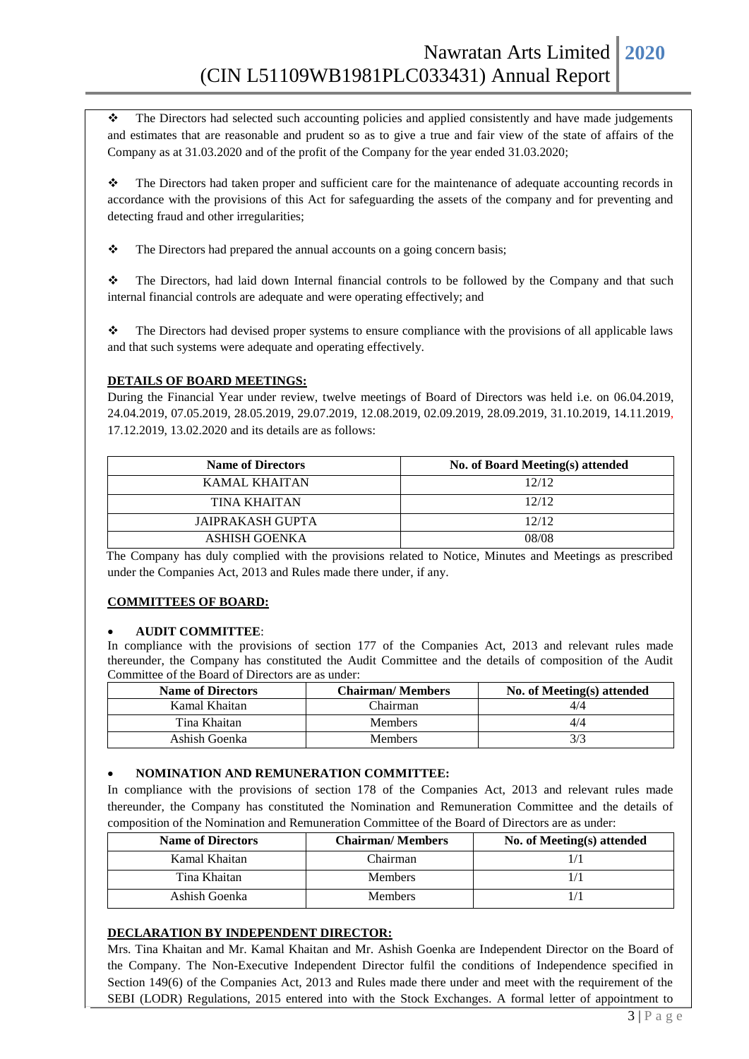- ❖ The Directors had selected such accounting policies and applied consistently and have made judgements and estimates that are reasonable and prudent so as to give a true and fair view of the state of affairs of the Company as at 31.03.2020 and of the profit of the Company for the year ended 31.03.2020;

- ❖ The Directors had taken proper and sufficient care for the maintenance of adequate accounting records in accordance with the provisions of this Act for safeguarding the assets of the company and for preventing and detecting fraud and other irregularities;

- ❖ The Directors had prepared the annual accounts on a going concern basis;

- ❖ The Directors, had laid down Internal financial controls to be followed by the Company and that such internal financial controls are adequate and were operating effectively; and

- ❖ The Directors had devised proper systems to ensure compliance with the provisions of all applicable laws and that such systems were adequate and operating effectively.

**DETAILS OF BOARD MEETINGS:**

During the Financial Year under review, twelve meetings of Board of Directors was held i.e. on 06.04.2019, 24.04.2019, 07.05.2019, 28.05.2019, 29.07.2019, 12.08.2019, 02.09.2019, 28.09.2019, 31.10.2019, 14.11.2019, 17.12.2019, 13.02.2020 and its details are as follows:

| Name of Directors | No. of Board Meeting(s) attended |
|---|---|
| KAMAL KHAITAN | 12/12 |
| TINA KHAITAN | 12/12 |
| JAIPRAKASH GUPTA | 12/12 |
| ASHISH GOENKA | 08/08 |

The Company has duly complied with the provisions related to Notice, Minutes and Meetings as prescribed under the Companies Act, 2013 and Rules made there under, if any.

**COMMITTEES OF BOARD:**

- **AUDIT COMMITTEE**:

In compliance with the provisions of section 177 of the Companies Act, 2013 and relevant rules made thereunder, the Company has constituted the Audit Committee and the details of composition of the Audit Committee of the Board of Directors are as under:

| Name of Directors | Chairman/ Members | No. of Meeting(s) attended |
|---|---|---|
| Kamal Khaitan | Chairman | 4/4 |
| Tina Khaitan | Members | 4/4 |
| Ashish Goenka | Members | 3/3 |

- **NOMINATION AND REMUNERATION COMMITTEE:**

In compliance with the provisions of section 178 of the Companies Act, 2013 and relevant rules made thereunder, the Company has constituted the Nomination and Remuneration Committee and the details of composition of the Nomination and Remuneration Committee of the Board of Directors are as under:

| Name of Directors | Chairman/ Members | No. of Meeting(s) attended |
|---|---|---|
| Kamal Khaitan | Chairman | 1/1 |
| Tina Khaitan | Members | 1/1 |
| Ashish Goenka | Members | 1/1 |

**DECLARATION BY INDEPENDENT DIRECTOR:**

Mrs. Tina Khaitan and Mr. Kamal Khaitan and Mr. Ashish Goenka are Independent Director on the Board of the Company. The Non-Executive Independent Director fulfil the conditions of Independence specified in Section 149(6) of the Companies Act, 2013 and Rules made there under and meet with the requirement of the SEBI (LODR) Regulations, 2015 entered into with the Stock Exchanges. A formal letter of appointment to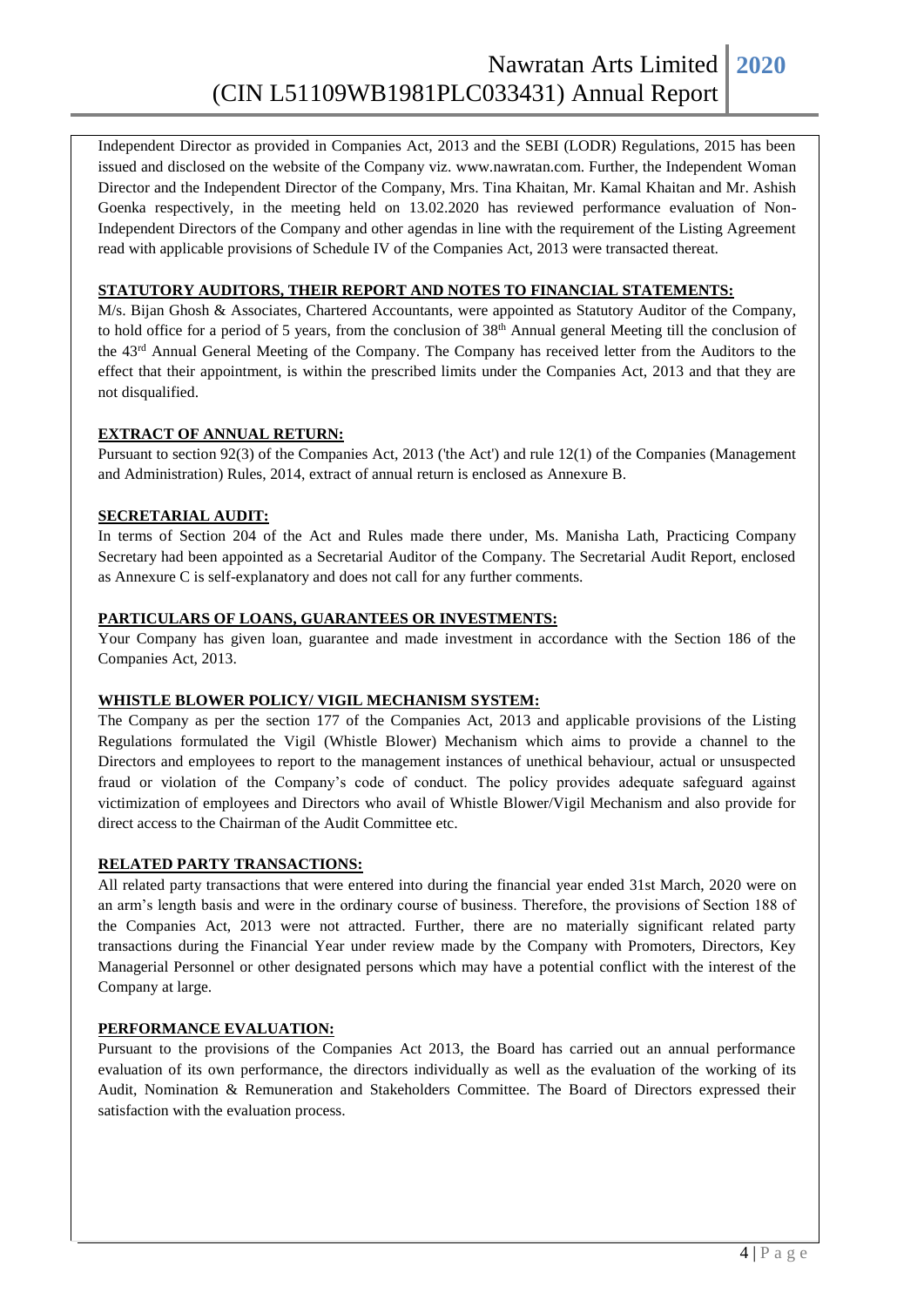Independent Director as provided in Companies Act, 2013 and the SEBI (LODR) Regulations, 2015 has been issued and disclosed on the website of the Company viz. www.nawratan.com. Further, the Independent Woman Director and the Independent Director of the Company, Mrs. Tina Khaitan, Mr. Kamal Khaitan and Mr. Ashish Goenka respectively, in the meeting held on 13.02.2020 has reviewed performance evaluation of Non-Independent Directors of the Company and other agendas in line with the requirement of the Listing Agreement read with applicable provisions of Schedule IV of the Companies Act, 2013 were transacted thereat.

## STATUTORY AUDITORS, THEIR REPORT AND NOTES TO FINANCIAL STATEMENTS:

M/s. Bijan Ghosh & Associates, Chartered Accountants, were appointed as Statutory Auditor of the Company, to hold office for a period of 5 years, from the conclusion of 38th Annual general Meeting till the conclusion of the 43rd Annual General Meeting of the Company. The Company has received letter from the Auditors to the effect that their appointment, is within the prescribed limits under the Companies Act, 2013 and that they are not disqualified.

## EXTRACT OF ANNUAL RETURN:

Pursuant to section 92(3) of the Companies Act, 2013 ('the Act') and rule 12(1) of the Companies (Management and Administration) Rules, 2014, extract of annual return is enclosed as Annexure B.

## SECRETARIAL AUDIT:

In terms of Section 204 of the Act and Rules made there under, Ms. Manisha Lath, Practicing Company Secretary had been appointed as a Secretarial Auditor of the Company. The Secretarial Audit Report, enclosed as Annexure C is self-explanatory and does not call for any further comments.

## PARTICULARS OF LOANS, GUARANTEES OR INVESTMENTS:

Your Company has given loan, guarantee and made investment in accordance with the Section 186 of the Companies Act, 2013.

## WHISTLE BLOWER POLICY/ VIGIL MECHANISM SYSTEM:

The Company as per the section 177 of the Companies Act, 2013 and applicable provisions of the Listing Regulations formulated the Vigil (Whistle Blower) Mechanism which aims to provide a channel to the Directors and employees to report to the management instances of unethical behaviour, actual or unsuspected fraud or violation of the Company's code of conduct. The policy provides adequate safeguard against victimization of employees and Directors who avail of Whistle Blower/Vigil Mechanism and also provide for direct access to the Chairman of the Audit Committee etc.

## RELATED PARTY TRANSACTIONS:

All related party transactions that were entered into during the financial year ended 31st March, 2020 were on an arm's length basis and were in the ordinary course of business. Therefore, the provisions of Section 188 of the Companies Act, 2013 were not attracted. Further, there are no materially significant related party transactions during the Financial Year under review made by the Company with Promoters, Directors, Key Managerial Personnel or other designated persons which may have a potential conflict with the interest of the Company at large.

## PERFORMANCE EVALUATION:

Pursuant to the provisions of the Companies Act 2013, the Board has carried out an annual performance evaluation of its own performance, the directors individually as well as the evaluation of the working of its Audit, Nomination & Remuneration and Stakeholders Committee. The Board of Directors expressed their satisfaction with the evaluation process.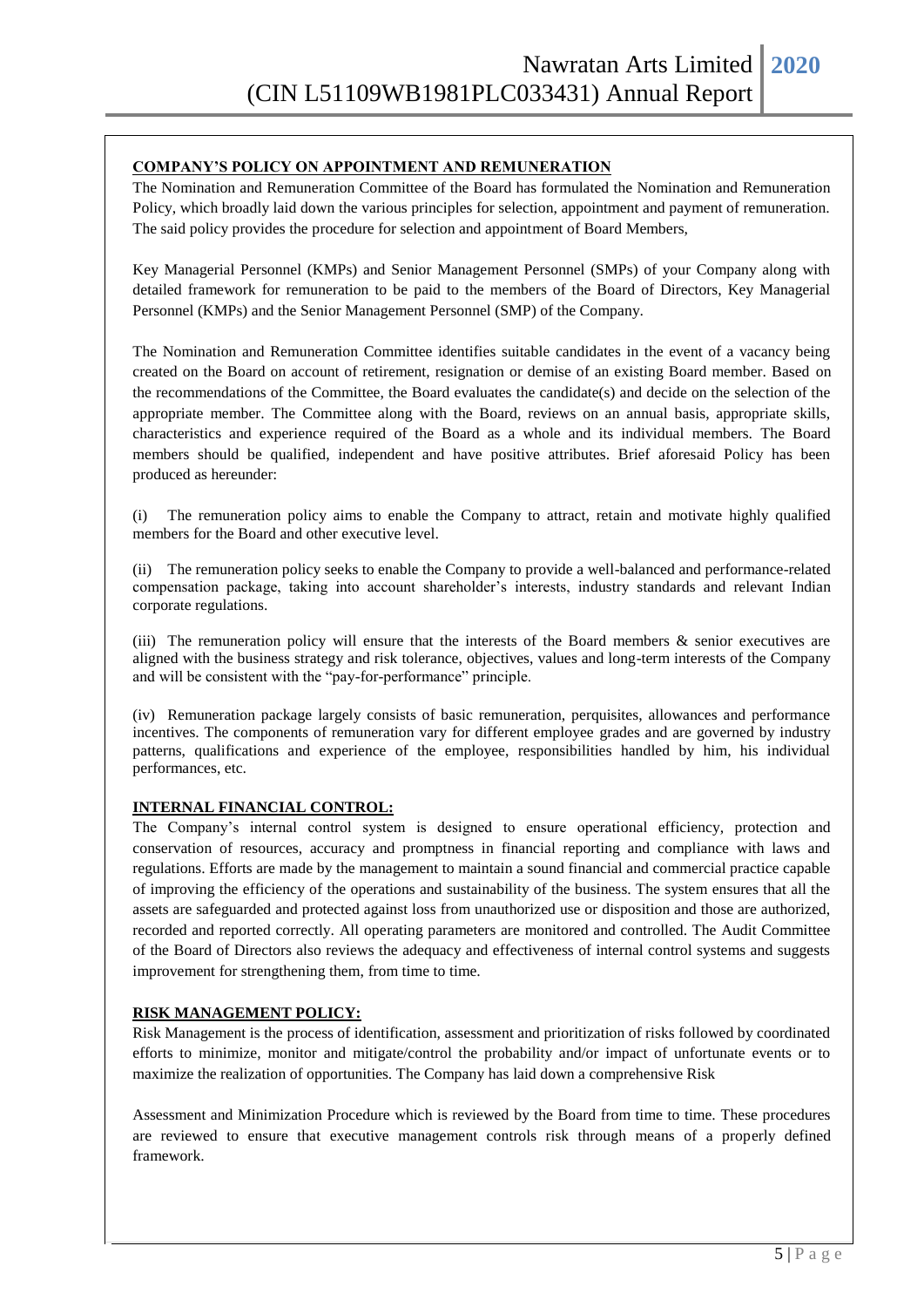## COMPANY'S POLICY ON APPOINTMENT AND REMUNERATION

The Nomination and Remuneration Committee of the Board has formulated the Nomination and Remuneration Policy, which broadly laid down the various principles for selection, appointment and payment of remuneration. The said policy provides the procedure for selection and appointment of Board Members,

Key Managerial Personnel (KMPs) and Senior Management Personnel (SMPs) of your Company along with detailed framework for remuneration to be paid to the members of the Board of Directors, Key Managerial Personnel (KMPs) and the Senior Management Personnel (SMP) of the Company.

The Nomination and Remuneration Committee identifies suitable candidates in the event of a vacancy being created on the Board on account of retirement, resignation or demise of an existing Board member. Based on the recommendations of the Committee, the Board evaluates the candidate(s) and decide on the selection of the appropriate member. The Committee along with the Board, reviews on an annual basis, appropriate skills, characteristics and experience required of the Board as a whole and its individual members. The Board members should be qualified, independent and have positive attributes. Brief aforesaid Policy has been produced as hereunder:

(i) The remuneration policy aims to enable the Company to attract, retain and motivate highly qualified members for the Board and other executive level.

(ii) The remuneration policy seeks to enable the Company to provide a well-balanced and performance-related compensation package, taking into account shareholder's interests, industry standards and relevant Indian corporate regulations.

(iii) The remuneration policy will ensure that the interests of the Board members & senior executives are aligned with the business strategy and risk tolerance, objectives, values and long-term interests of the Company and will be consistent with the "pay-for-performance" principle.

(iv) Remuneration package largely consists of basic remuneration, perquisites, allowances and performance incentives. The components of remuneration vary for different employee grades and are governed by industry patterns, qualifications and experience of the employee, responsibilities handled by him, his individual performances, etc.

## INTERNAL FINANCIAL CONTROL:

The Company's internal control system is designed to ensure operational efficiency, protection and conservation of resources, accuracy and promptness in financial reporting and compliance with laws and regulations. Efforts are made by the management to maintain a sound financial and commercial practice capable of improving the efficiency of the operations and sustainability of the business. The system ensures that all the assets are safeguarded and protected against loss from unauthorized use or disposition and those are authorized, recorded and reported correctly. All operating parameters are monitored and controlled. The Audit Committee of the Board of Directors also reviews the adequacy and effectiveness of internal control systems and suggests improvement for strengthening them, from time to time.

## RISK MANAGEMENT POLICY:

Risk Management is the process of identification, assessment and prioritization of risks followed by coordinated efforts to minimize, monitor and mitigate/control the probability and/or impact of unfortunate events or to maximize the realization of opportunities. The Company has laid down a comprehensive Risk

Assessment and Minimization Procedure which is reviewed by the Board from time to time. These procedures are reviewed to ensure that executive management controls risk through means of a properly defined framework.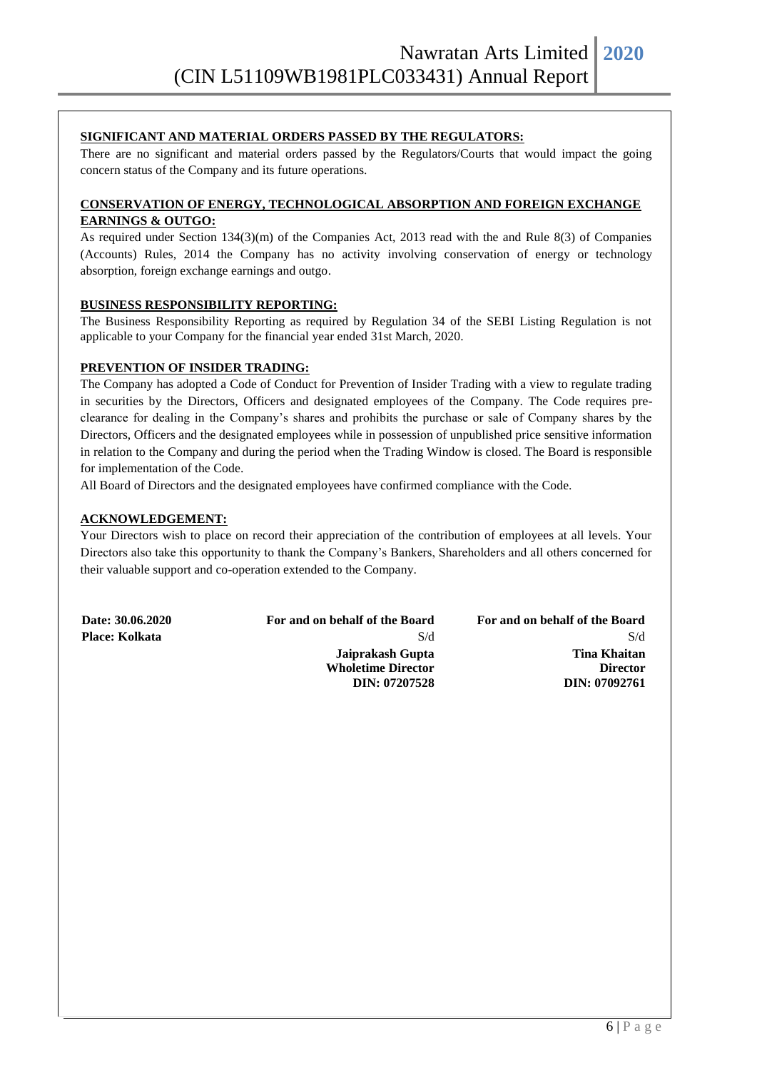**SIGNIFICANT AND MATERIAL ORDERS PASSED BY THE REGULATORS:**

There are no significant and material orders passed by the Regulators/Courts that would impact the going concern status of the Company and its future operations.

**CONSERVATION OF ENERGY, TECHNOLOGICAL ABSORPTION AND FOREIGN EXCHANGE EARNINGS & OUTGO:**

As required under Section 134(3)(m) of the Companies Act, 2013 read with the and Rule 8(3) of Companies (Accounts) Rules, 2014 the Company has no activity involving conservation of energy or technology absorption, foreign exchange earnings and outgo.

**BUSINESS RESPONSIBILITY REPORTING:**

The Business Responsibility Reporting as required by Regulation 34 of the SEBI Listing Regulation is not applicable to your Company for the financial year ended 31st March, 2020.

**PREVENTION OF INSIDER TRADING:**

The Company has adopted a Code of Conduct for Prevention of Insider Trading with a view to regulate trading in securities by the Directors, Officers and designated employees of the Company. The Code requires pre-clearance for dealing in the Company's shares and prohibits the purchase or sale of Company shares by the Directors, Officers and the designated employees while in possession of unpublished price sensitive information in relation to the Company and during the period when the Trading Window is closed. The Board is responsible for implementation of the Code.

All Board of Directors and the designated employees have confirmed compliance with the Code.

**ACKNOWLEDGEMENT:**

Your Directors wish to place on record their appreciation of the contribution of employees at all levels. Your Directors also take this opportunity to thank the Company's Bankers, Shareholders and all others concerned for their valuable support and co-operation extended to the Company.

| | | |
|---|---|---|
| **Date: 30.06.2020** | **For and on behalf of the Board** | **For and on behalf of the Board** |
| **Place: Kolkata** | S/d | S/d |
| | **Jaiprakash Gupta** | **Tina Khaitan** |
| | **Wholetime Director** | **Director** |
| | **DIN: 07207528** | **DIN: 07092761** |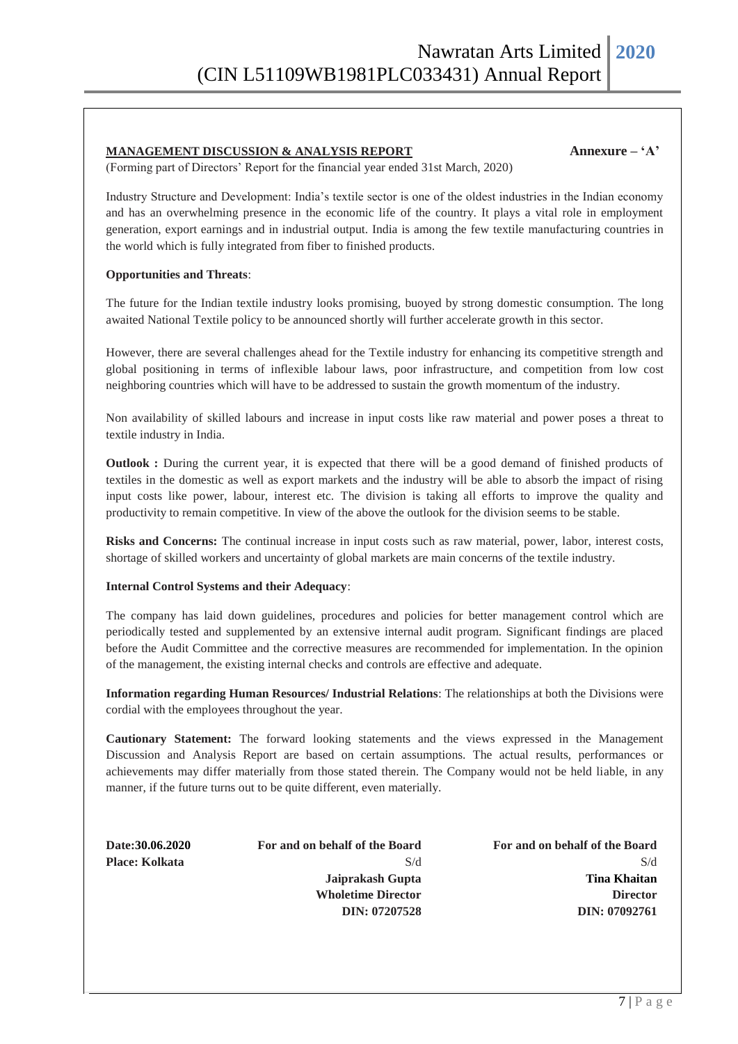## MANAGEMENT DISCUSSION & ANALYSIS REPORT

**Annexure – 'A'**

(Forming part of Directors' Report for the financial year ended 31st March, 2020)

Industry Structure and Development: India's textile sector is one of the oldest industries in the Indian economy and has an overwhelming presence in the economic life of the country. It plays a vital role in employment generation, export earnings and in industrial output. India is among the few textile manufacturing countries in the world which is fully integrated from fiber to finished products.

**Opportunities and Threats**:

The future for the Indian textile industry looks promising, buoyed by strong domestic consumption. The long awaited National Textile policy to be announced shortly will further accelerate growth in this sector.

However, there are several challenges ahead for the Textile industry for enhancing its competitive strength and global positioning in terms of inflexible labour laws, poor infrastructure, and competition from low cost neighboring countries which will have to be addressed to sustain the growth momentum of the industry.

Non availability of skilled labours and increase in input costs like raw material and power poses a threat to textile industry in India.

**Outlook :** During the current year, it is expected that there will be a good demand of finished products of textiles in the domestic as well as export markets and the industry will be able to absorb the impact of rising input costs like power, labour, interest etc. The division is taking all efforts to improve the quality and productivity to remain competitive. In view of the above the outlook for the division seems to be stable.

**Risks and Concerns:** The continual increase in input costs such as raw material, power, labor, interest costs, shortage of skilled workers and uncertainty of global markets are main concerns of the textile industry.

**Internal Control Systems and their Adequacy**:

The company has laid down guidelines, procedures and policies for better management control which are periodically tested and supplemented by an extensive internal audit program. Significant findings are placed before the Audit Committee and the corrective measures are recommended for implementation. In the opinion of the management, the existing internal checks and controls are effective and adequate.

**Information regarding Human Resources/ Industrial Relations**: The relationships at both the Divisions were cordial with the employees throughout the year.

**Cautionary Statement:** The forward looking statements and the views expressed in the Management Discussion and Analysis Report are based on certain assumptions. The actual results, performances or achievements may differ materially from those stated therein. The Company would not be held liable, in any manner, if the future turns out to be quite different, even materially.

**Date:30.06.2020**
**Place: Kolkata**

**For and on behalf of the Board**
S/d
**Jaiprakash Gupta**
**Wholetime Director**
**DIN: 07207528**

**For and on behalf of the Board**
S/d
**Tina Khaitan**
**Director**
**DIN: 07092761**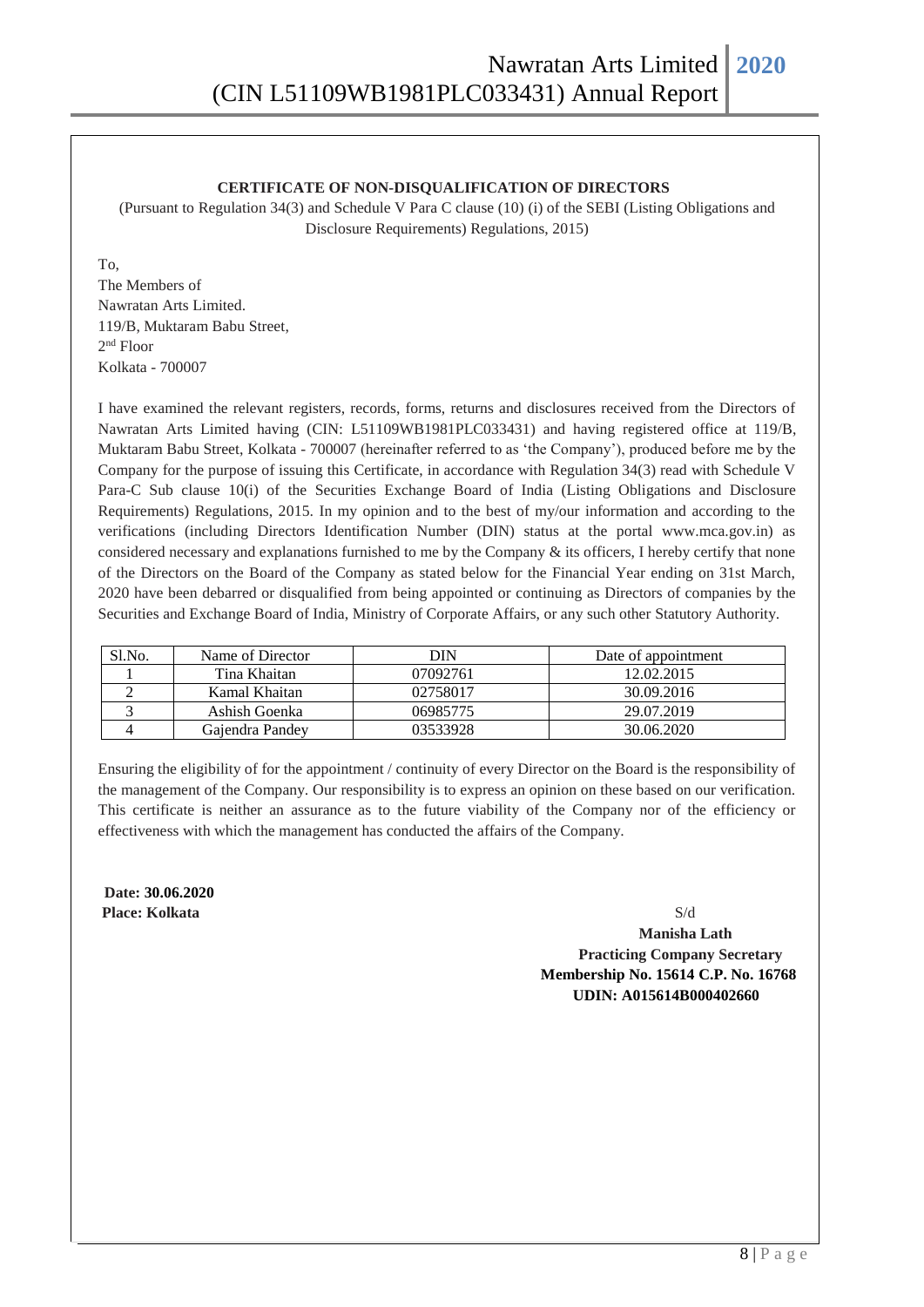## CERTIFICATE OF NON-DISQUALIFICATION OF DIRECTORS

(Pursuant to Regulation 34(3) and Schedule V Para C clause (10) (i) of the SEBI (Listing Obligations and Disclosure Requirements) Regulations, 2015)

To,
The Members of
Nawratan Arts Limited.
119/B, Muktaram Babu Street,
2nd Floor
Kolkata - 700007

I have examined the relevant registers, records, forms, returns and disclosures received from the Directors of Nawratan Arts Limited having (CIN: L51109WB1981PLC033431) and having registered office at 119/B, Muktaram Babu Street, Kolkata - 700007 (hereinafter referred to as 'the Company'), produced before me by the Company for the purpose of issuing this Certificate, in accordance with Regulation 34(3) read with Schedule V Para-C Sub clause 10(i) of the Securities Exchange Board of India (Listing Obligations and Disclosure Requirements) Regulations, 2015. In my opinion and to the best of my/our information and according to the verifications (including Directors Identification Number (DIN) status at the portal www.mca.gov.in) as considered necessary and explanations furnished to me by the Company & its officers, I hereby certify that none of the Directors on the Board of the Company as stated below for the Financial Year ending on 31st March, 2020 have been debarred or disqualified from being appointed or continuing as Directors of companies by the Securities and Exchange Board of India, Ministry of Corporate Affairs, or any such other Statutory Authority.

| Sl.No. | Name of Director | DIN | Date of appointment |
|---|---|---|---|
| 1 | Tina Khaitan | 07092761 | 12.02.2015 |
| 2 | Kamal Khaitan | 02758017 | 30.09.2016 |
| 3 | Ashish Goenka | 06985775 | 29.07.2019 |
| 4 | Gajendra Pandey | 03533928 | 30.06.2020 |

Ensuring the eligibility of for the appointment / continuity of every Director on the Board is the responsibility of the management of the Company. Our responsibility is to express an opinion on these based on our verification. This certificate is neither an assurance as to the future viability of the Company nor of the efficiency or effectiveness with which the management has conducted the affairs of the Company.

**Date: 30.06.2020**
**Place: Kolkata**

S/d
**Manisha Lath**
**Practicing Company Secretary**
**Membership No. 15614 C.P. No. 16768**
**UDIN: A015614B000402660**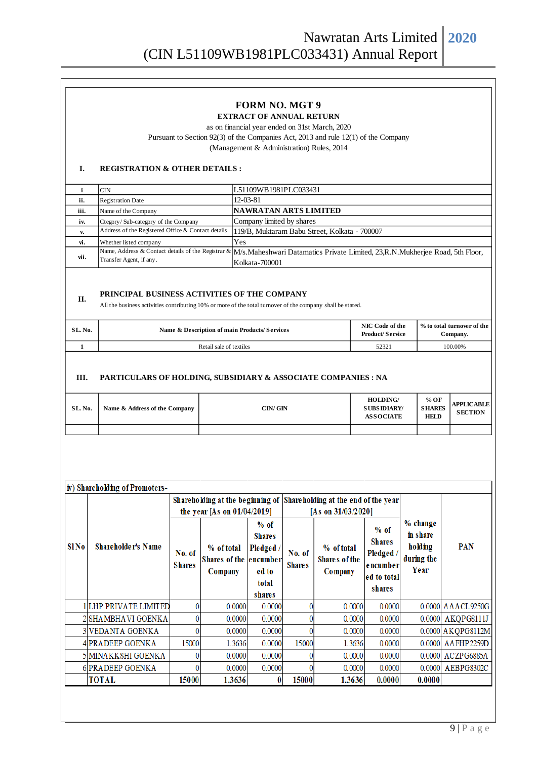# FORM NO. MGT 9

**EXTRACT OF ANNUAL RETURN**

as on financial year ended on 31st March, 2020

Pursuant to Section 92(3) of the Companies Act, 2013 and rule 12(1) of the Company (Management & Administration) Rules, 2014

## I. REGISTRATION & OTHER DETAILS :

| | | |
|---|---|---|
| i | CIN | L51109WB1981PLC033431 |
| ii. | Registration Date | 12-03-81 |
| iii. | Name of the Company | **NAWRATAN ARTS LIMITED** |
| iv. | Ctegory/ Sub-category of the Company | Company limited by shares |
| v. | Address of the Registered Office & Contact details | 119/B, Muktaram Babu Street, Kolkata - 700007 |
| vi. | Whether listed company | Yes |
| vii. | Name, Address & Contact details of the Registrar & Transfer Agent, if any. | M/s.Maheshwari Datamatics Private Limited, 23,R.N.Mukherjee Road, 5th Floor, Kolkata-700001 |

## II. PRINCIPAL BUSINESS ACTIVITIES OF THE COMPANY

All the business activities contributing 10% or more of the total turnover of the company shall be stated.

| SL. No. | Name & Description of main Products/ Services | NIC Code of the Product/ Service | % to total turnover of the Company. |
|---|---|---|---|
| 1 | Retail sale of textiles | 52321 | 100.00% |

## III. PARTICULARS OF HOLDING, SUBSIDIARY & ASSOCIATE COMPANIES : NA

| SL. No. | Name & Address of the Company | CIN/ GIN | HOLDING/ SUBSIDIARY/ ASSOCIATE | % OF SHARES HELD | APPLICABLE SECTION |
|---|---|---|---|---|---|
| | | | | | |

### iv) Shareholding of Promoters-

| Sl No | Shareholder's Name | Shareholding at the beginning of the year [As on 01/04/2019] | | | Shareholding at the end of the year [As on 31/03/2020] | | | % change in share holding during the Year | PAN |
|---|---|---|---|---|---|---|---|---|---|
| | | No. of Shares | % of total Shares of the Company | % of Shares Pledged / encumbered to total shares | No. of Shares | % of total Shares of the Company | % of Shares Pledged / encumbered to total shares | | |
| 1 | LHP PRIVATE LIMITED | 0 | 0.0000 | 0.0000 | 0 | 0.0000 | 0.0000 | 0.0000 | AAACL9250G |
| 2 | SHAMBHAVI GOENKA | 0 | 0.0000 | 0.0000 | 0 | 0.0000 | 0.0000 | 0.0000 | AKQPG8111J |
| 3 | VEDANTA GOENKA | 0 | 0.0000 | 0.0000 | 0 | 0.0000 | 0.0000 | 0.0000 | AKQPG8112M |
| 4 | PRADEEP GOENKA | 15000 | 1.3636 | 0.0000 | 15000 | 1.3636 | 0.0000 | 0.0000 | AAFHP2259D |
| 5 | MINAKKSHI GOENKA | 0 | 0.0000 | 0.0000 | 0 | 0.0000 | 0.0000 | 0.0000 | ACZPG6885A |
| 6 | PRADEEP GOENKA | 0 | 0.0000 | 0.0000 | 0 | 0.0000 | 0.0000 | 0.0000 | AEBPG8302C |
| | **TOTAL** | **15000** | **1.3636** | **0** | **15000** | **1.3636** | **0.0000** | **0.0000** | |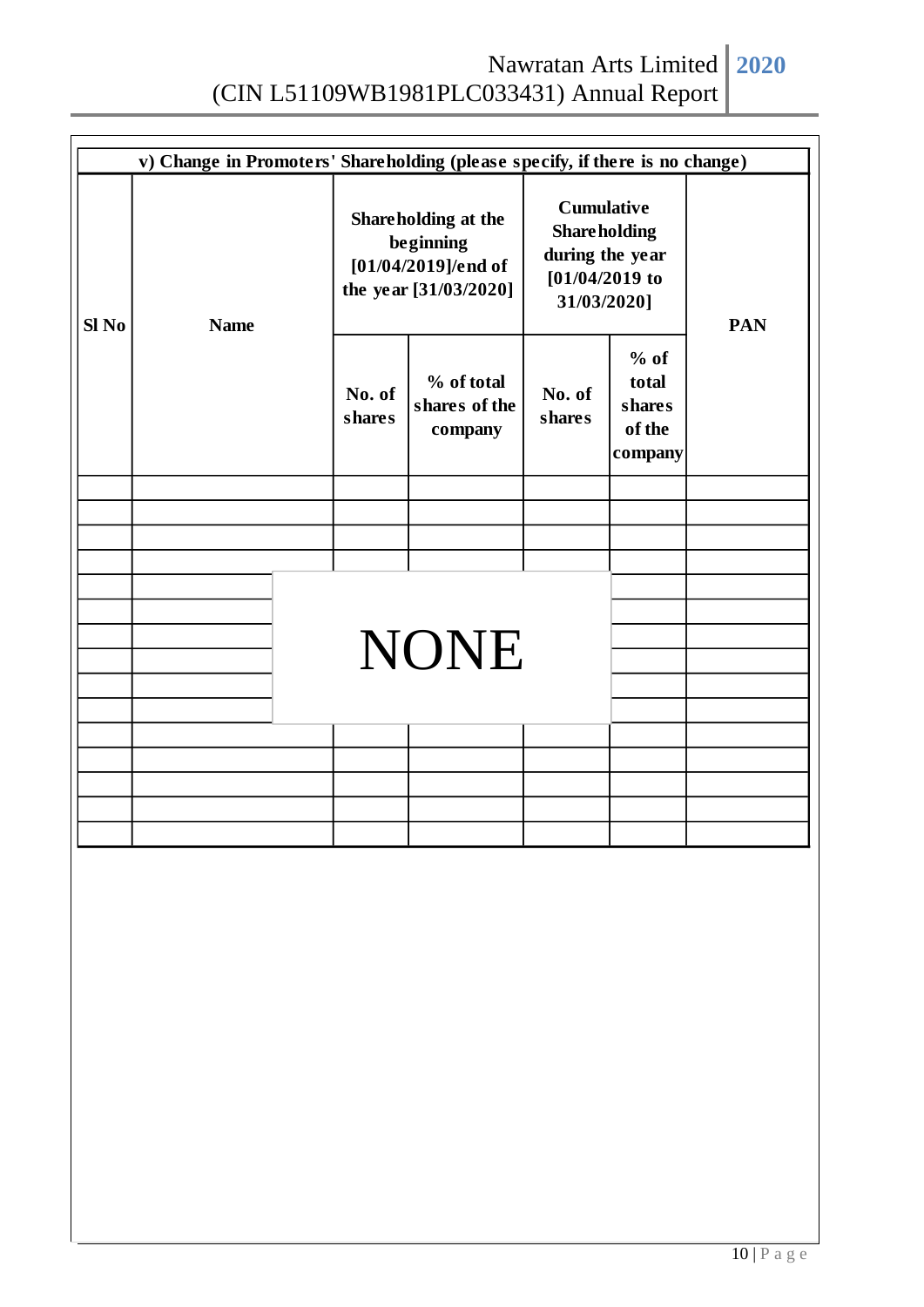**v) Change in Promoters' Shareholding (please specify, if there is no change)**

| Sl No | Name | Shareholding at the beginning [01/04/2019]/end of the year [31/03/2020] | | Cumulative Shareholding during the year [01/04/2019 to 31/03/2020] | | PAN |
|---|---|---|---|---|---|---|
| | | No. of shares | % of total shares of the company | No. of shares | % of total shares of the company | |
| | | | | | | |

NONE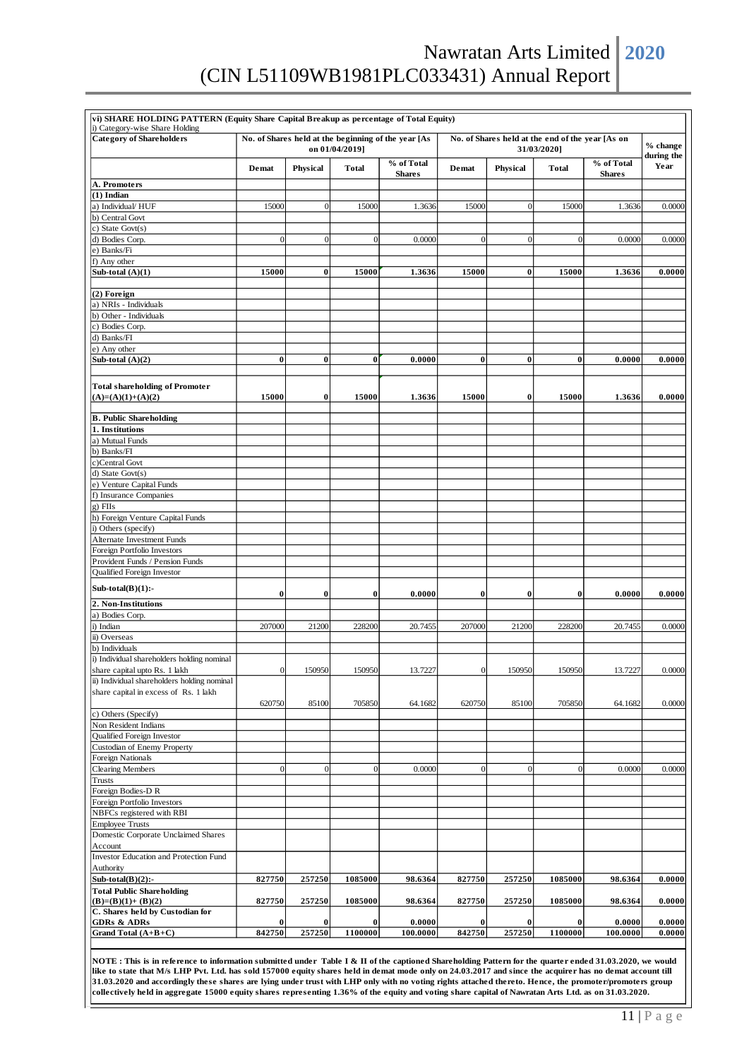**vi) SHARE HOLDING PATTERN (Equity Share Capital Breakup as percentage of Total Equity)**

i) Category-wise Share Holding

| Category of Shareholders | No. of Shares held at the beginning of the year [As on 01/04/2019] | | | | No. of Shares held at the end of the year [As on 31/03/2020] | | | | % change during the Year |
|---|---|---|---|---|---|---|---|---|---|
| | Demat | Physical | Total | % of Total Shares | Demat | Physical | Total | % of Total Shares | |
| **A. Promoters** | | | | | | | | | |
| **(1) Indian** | | | | | | | | | |
| a) Individual/ HUF | 15000 | 0 | 15000 | 1.3636 | 15000 | 0 | 15000 | 1.3636 | 0.0000 |
| b) Central Govt | | | | | | | | | |
| c) State Govt(s) | | | | | | | | | |
| d) Bodies Corp. | 0 | 0 | 0 | 0.0000 | 0 | 0 | 0 | 0.0000 | 0.0000 |
| e) Banks/Fi | | | | | | | | | |
| f) Any other | | | | | | | | | |
| **Sub-total (A)(1)** | **15000** | **0** | **15000** | **1.3636** | **15000** | **0** | **15000** | **1.3636** | **0.0000** |
| **(2) Foreign** | | | | | | | | | |
| a) NRIs - Individuals | | | | | | | | | |
| b) Other - Individuals | | | | | | | | | |
| c) Bodies Corp. | | | | | | | | | |
| d) Banks/FI | | | | | | | | | |
| e) Any other | | | | | | | | | |
| **Sub-total (A)(2)** | **0** | **0** | **0** | **0.0000** | **0** | **0** | **0** | **0.0000** | **0.0000** |
| **Total shareholding of Promoter (A)=(A)(1)+(A)(2)** | **15000** | **0** | **15000** | **1.3636** | **15000** | **0** | **15000** | **1.3636** | **0.0000** |
| **B. Public Shareholding** | | | | | | | | | |
| **1. Institutions** | | | | | | | | | |
| a) Mutual Funds | | | | | | | | | |
| b) Banks/FI | | | | | | | | | |
| c)Central Govt | | | | | | | | | |
| d) State Govt(s) | | | | | | | | | |
| e) Venture Capital Funds | | | | | | | | | |
| f) Insurance Companies | | | | | | | | | |
| g) FIIs | | | | | | | | | |
| h) Foreign Venture Capital Funds | | | | | | | | | |
| i) Others (specify) | | | | | | | | | |
| Alternate Investment Funds | | | | | | | | | |
| Foreign Portfolio Investors | | | | | | | | | |
| Provident Funds / Pension Funds | | | | | | | | | |
| Qualified Foreign Investor | | | | | | | | | |
| **Sub-total(B)(1):-** | **0** | **0** | **0** | **0.0000** | **0** | **0** | **0** | **0.0000** | **0.0000** |
| **2. Non-Institutions** | | | | | | | | | |
| a) Bodies Corp. | | | | | | | | | |
| i) Indian | 207000 | 21200 | 228200 | 20.7455 | 207000 | 21200 | 228200 | 20.7455 | 0.0000 |
| ii) Overseas | | | | | | | | | |
| b) Individuals | | | | | | | | | |
| i) Individual shareholders holding nominal share capital upto Rs. 1 lakh | 0 | 150950 | 150950 | 13.7227 | 0 | 150950 | 150950 | 13.7227 | 0.0000 |
| ii) Individual shareholders holding nominal share capital in excess of Rs. 1 lakh | 620750 | 85100 | 705850 | 64.1682 | 620750 | 85100 | 705850 | 64.1682 | 0.0000 |
| c) Others (Specify) | | | | | | | | | |
| Non Resident Indians | | | | | | | | | |
| Qualified Foreign Investor | | | | | | | | | |
| Custodian of Enemy Property | | | | | | | | | |
| Foreign Nationals | | | | | | | | | |
| Clearing Members | 0 | 0 | 0 | 0.0000 | 0 | 0 | 0 | 0.0000 | 0.0000 |
| Trusts | | | | | | | | | |
| Foreign Bodies-D R | | | | | | | | | |
| Foreign Portfolio Investors | | | | | | | | | |
| NBFCs registered with RBI | | | | | | | | | |
| Employee Trusts | | | | | | | | | |
| Domestic Corporate Unclaimed Shares Account | | | | | | | | | |
| Investor Education and Protection Fund Authority | | | | | | | | | |
| **Sub-total(B)(2):-** | **827750** | **257250** | **1085000** | **98.6364** | **827750** | **257250** | **1085000** | **98.6364** | **0.0000** |
| **Total Public Shareholding (B)=(B)(1)+ (B)(2)** | **827750** | **257250** | **1085000** | **98.6364** | **827750** | **257250** | **1085000** | **98.6364** | **0.0000** |
| **C. Shares held by Custodian for GDRs & ADRs** | **0** | **0** | **0** | **0.0000** | **0** | **0** | **0** | **0.0000** | **0.0000** |
| **Grand Total (A+B+C)** | **842750** | **257250** | **1100000** | **100.0000** | **842750** | **257250** | **1100000** | **100.0000** | **0.0000** |

**NOTE : This is in reference to information submitted under Table I & II of the captioned Shareholding Pattern for the quarter ended 31.03.2020, we would like to state that M/s LHP Pvt. Ltd. has sold 157000 equity shares held in demat mode only on 24.03.2017 and since the acquirer has no demat account till 31.03.2020 and accordingly these shares are lying under trust with LHP only with no voting rights attached thereto. Hence, the promoter/promoters group collectively held in aggregate 15000 equity shares representing 1.36% of the equity and voting share capital of Nawratan Arts Ltd. as on 31.03.2020.**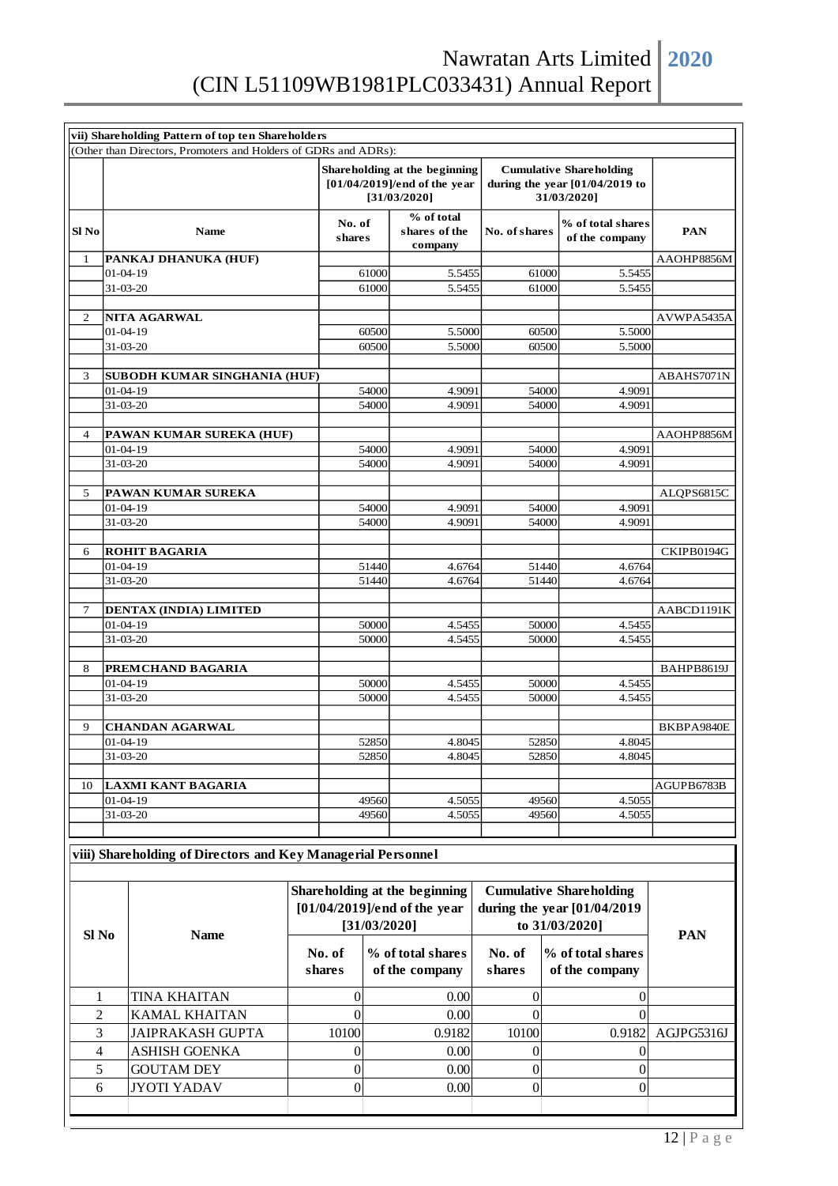### vii) Shareholding Pattern of top ten Shareholders

(Other than Directors, Promoters and Holders of GDRs and ADRs):

| Sl No | Name | Shareholding at the beginning [01/04/2019]/end of the year [31/03/2020] | | Cumulative Shareholding during the year [01/04/2019 to 31/03/2020] | | PAN |
|---|---|---|---|---|---|---|
| | | No. of shares | % of total shares of the company | No. of shares | % of total shares of the company | |
| 1 | **PANKAJ DHANUKA (HUF)** | | | | | AAOHP8856M |
| | 01-04-19 | 61000 | 5.5455 | 61000 | 5.5455 | |
| | 31-03-20 | 61000 | 5.5455 | 61000 | 5.5455 | |
| 2 | **NITA AGARWAL** | | | | | AVWPA5435A |
| | 01-04-19 | 60500 | 5.5000 | 60500 | 5.5000 | |
| | 31-03-20 | 60500 | 5.5000 | 60500 | 5.5000 | |
| 3 | **SUBODH KUMAR SINGHANIA (HUF)** | | | | | ABAHS7071N |
| | 01-04-19 | 54000 | 4.9091 | 54000 | 4.9091 | |
| | 31-03-20 | 54000 | 4.9091 | 54000 | 4.9091 | |
| 4 | **PAWAN KUMAR SUREKA (HUF)** | | | | | AAOHP8856M |
| | 01-04-19 | 54000 | 4.9091 | 54000 | 4.9091 | |
| | 31-03-20 | 54000 | 4.9091 | 54000 | 4.9091 | |
| 5 | **PAWAN KUMAR SUREKA** | | | | | ALQPS6815C |
| | 01-04-19 | 54000 | 4.9091 | 54000 | 4.9091 | |
| | 31-03-20 | 54000 | 4.9091 | 54000 | 4.9091 | |
| 6 | **ROHIT BAGARIA** | | | | | CKIPB0194G |
| | 01-04-19 | 51440 | 4.6764 | 51440 | 4.6764 | |
| | 31-03-20 | 51440 | 4.6764 | 51440 | 4.6764 | |
| 7 | **DENTAX (INDIA) LIMITED** | | | | | AABCD1191K |
| | 01-04-19 | 50000 | 4.5455 | 50000 | 4.5455 | |
| | 31-03-20 | 50000 | 4.5455 | 50000 | 4.5455 | |
| 8 | **PREMCHAND BAGARIA** | | | | | BAHPB8619J |
| | 01-04-19 | 50000 | 4.5455 | 50000 | 4.5455 | |
| | 31-03-20 | 50000 | 4.5455 | 50000 | 4.5455 | |
| 9 | **CHANDAN AGARWAL** | | | | | BKBPA9840E |
| | 01-04-19 | 52850 | 4.8045 | 52850 | 4.8045 | |
| | 31-03-20 | 52850 | 4.8045 | 52850 | 4.8045 | |
| 10 | **LAXMI KANT BAGARIA** | | | | | AGUPB6783B |
| | 01-04-19 | 49560 | 4.5055 | 49560 | 4.5055 | |
| | 31-03-20 | 49560 | 4.5055 | 49560 | 4.5055 | |

### viii) Shareholding of Directors and Key Managerial Personnel

| Sl No | Name | Shareholding at the beginning [01/04/2019]/end of the year [31/03/2020] | | Cumulative Shareholding during the year [01/04/2019 to 31/03/2020] | | PAN |
|---|---|---|---|---|---|---|
| | | No. of shares | % of total shares of the company | No. of shares | % of total shares of the company | |
| 1 | TINA KHAITAN | 0 | 0.00 | 0 | 0 | |
| 2 | KAMAL KHAITAN | 0 | 0.00 | 0 | 0 | |
| 3 | JAIPRAKASH GUPTA | 10100 | 0.9182 | 10100 | 0.9182 | AGJPG5316J |
| 4 | ASHISH GOENKA | 0 | 0.00 | 0 | 0 | |
| 5 | GOUTAM DEY | 0 | 0.00 | 0 | 0 | |
| 6 | JYOTI YADAV | 0 | 0.00 | 0 | 0 | |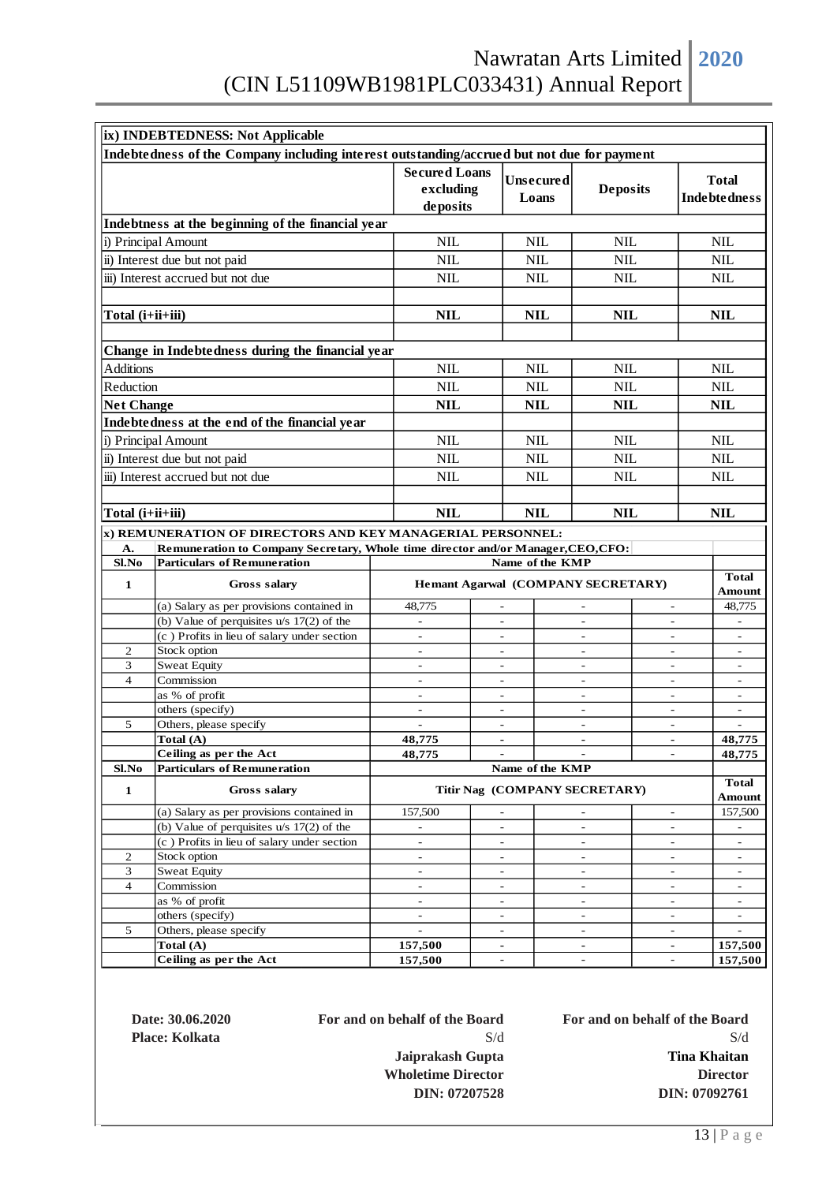## ix) INDEBTEDNESS: Not Applicable

**Indebtedness of the Company including interest outstanding/accrued but not due for payment**

| | Secured Loans excluding deposits | Unsecured Loans | Deposits | Total Indebtedness |
|---|---|---|---|---|
| **Indebtness at the beginning of the financial year** | | | | |
| i) Principal Amount | NIL | NIL | NIL | NIL |
| ii) Interest due but not paid | NIL | NIL | NIL | NIL |
| iii) Interest accrued but not due | NIL | NIL | NIL | NIL |
| **Total (i+ii+iii)** | **NIL** | **NIL** | **NIL** | **NIL** |
| **Change in Indebtedness during the financial year** | | | | |
| Additions | NIL | NIL | NIL | NIL |
| Reduction | NIL | NIL | NIL | NIL |
| **Net Change** | **NIL** | **NIL** | **NIL** | **NIL** |
| **Indebtedness at the end of the financial year** | | | | |
| i) Principal Amount | NIL | NIL | NIL | NIL |
| ii) Interest due but not paid | NIL | NIL | NIL | NIL |
| iii) Interest accrued but not due | NIL | NIL | NIL | NIL |
| **Total (i+ii+iii)** | **NIL** | **NIL** | **NIL** | **NIL** |

## x) REMUNERATION OF DIRECTORS AND KEY MANAGERIAL PERSONNEL:

**A. Remuneration to Company Secretary, Whole time director and/or Manager,CEO,CFO:**

| Sl.No | Particulars of Remuneration | Name of the KMP | | | | Total Amount |
|---|---|---|---|---|---|---|
| 1 | Gross salary | Hemant Agarwal (COMPANY SECRETARY) | | | | |
| | (a) Salary as per provisions contained in | 48,775 | - | - | - | 48,775 |
| | (b) Value of perquisites u/s 17(2) of the | - | - | - | - | - |
| | (c ) Profits in lieu of salary under section | - | - | - | - | - |
| 2 | Stock option | - | - | - | - | - |
| 3 | Sweat Equity | - | - | - | - | - |
| 4 | Commission | - | - | - | - | - |
| | as % of profit | - | - | - | - | - |
| | others (specify) | - | - | - | - | - |
| 5 | Others, please specify | - | - | - | - | - |
| | **Total (A)** | **48,775** | - | - | - | **48,775** |
| | **Ceiling as per the Act** | **48,775** | - | - | - | **48,775** |

| Sl.No | Particulars of Remuneration | Name of the KMP | | | | Total Amount |
|---|---|---|---|---|---|---|
| 1 | Gross salary | Titir Nag (COMPANY SECRETARY) | | | | |
| | (a) Salary as per provisions contained in | 157,500 | - | - | - | 157,500 |
| | (b) Value of perquisites u/s 17(2) of the | - | - | - | - | - |
| | (c ) Profits in lieu of salary under section | - | - | - | - | - |
| 2 | Stock option | - | - | - | - | - |
| 3 | Sweat Equity | - | - | - | - | - |
| 4 | Commission | - | - | - | - | - |
| | as % of profit | - | - | - | - | - |
| | others (specify) | - | - | - | - | - |
| 5 | Others, please specify | - | - | - | - | - |
| | **Total (A)** | **157,500** | - | - | - | **157,500** |
| | **Ceiling as per the Act** | **157,500** | - | - | - | **157,500** |

**Date: 30.06.2020**
**Place: Kolkata**

**For and on behalf of the Board**
S/d
**Jaiprakash Gupta**
**Wholetime Director**
**DIN: 07207528**

**For and on behalf of the Board**
S/d
**Tina Khaitan**
**Director**
**DIN: 07092761**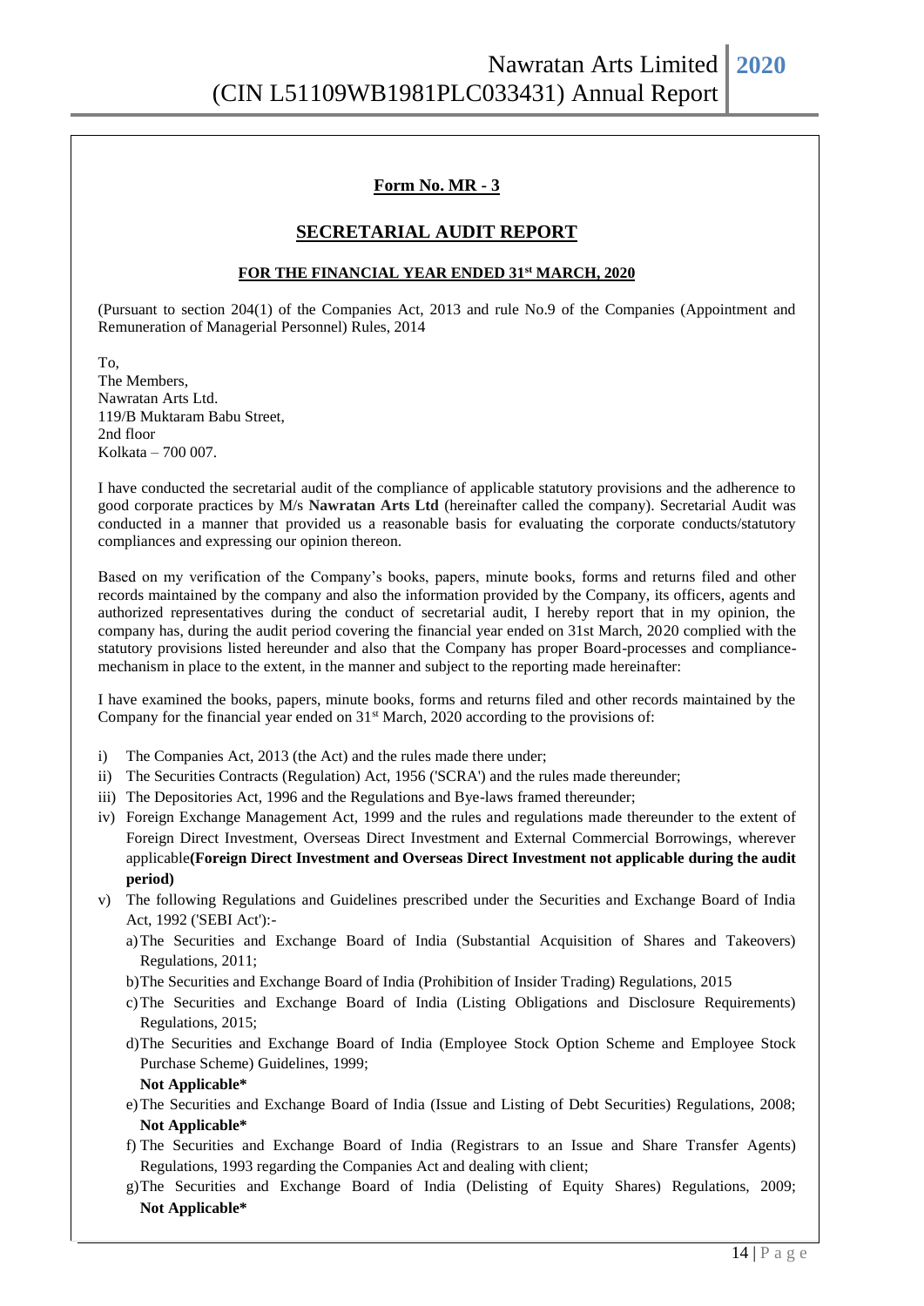## Form No. MR - 3

## SECRETARIAL AUDIT REPORT

**FOR THE FINANCIAL YEAR ENDED 31st MARCH, 2020**

(Pursuant to section 204(1) of the Companies Act, 2013 and rule No.9 of the Companies (Appointment and Remuneration of Managerial Personnel) Rules, 2014

To,
The Members,
Nawratan Arts Ltd.
119/B Muktaram Babu Street,
2nd floor
Kolkata – 700 007.

I have conducted the secretarial audit of the compliance of applicable statutory provisions and the adherence to good corporate practices by M/s **Nawratan Arts Ltd** (hereinafter called the company). Secretarial Audit was conducted in a manner that provided us a reasonable basis for evaluating the corporate conducts/statutory compliances and expressing our opinion thereon.

Based on my verification of the Company's books, papers, minute books, forms and returns filed and other records maintained by the company and also the information provided by the Company, its officers, agents and authorized representatives during the conduct of secretarial audit, I hereby report that in my opinion, the company has, during the audit period covering the financial year ended on 31st March, 2020 complied with the statutory provisions listed hereunder and also that the Company has proper Board-processes and compliance-mechanism in place to the extent, in the manner and subject to the reporting made hereinafter:

I have examined the books, papers, minute books, forms and returns filed and other records maintained by the Company for the financial year ended on 31st March, 2020 according to the provisions of:

i) The Companies Act, 2013 (the Act) and the rules made there under;
ii) The Securities Contracts (Regulation) Act, 1956 ('SCRA') and the rules made thereunder;
iii) The Depositories Act, 1996 and the Regulations and Bye-laws framed thereunder;
iv) Foreign Exchange Management Act, 1999 and the rules and regulations made thereunder to the extent of Foreign Direct Investment, Overseas Direct Investment and External Commercial Borrowings, wherever applicable**(Foreign Direct Investment and Overseas Direct Investment not applicable during the audit period)**
v) The following Regulations and Guidelines prescribed under the Securities and Exchange Board of India Act, 1992 ('SEBI Act'):-
   a) The Securities and Exchange Board of India (Substantial Acquisition of Shares and Takeovers) Regulations, 2011;
   b) The Securities and Exchange Board of India (Prohibition of Insider Trading) Regulations, 2015
   c) The Securities and Exchange Board of India (Listing Obligations and Disclosure Requirements) Regulations, 2015;
   d) The Securities and Exchange Board of India (Employee Stock Option Scheme and Employee Stock Purchase Scheme) Guidelines, 1999;
   **Not Applicable***
   e) The Securities and Exchange Board of India (Issue and Listing of Debt Securities) Regulations, 2008; **Not Applicable***
   f) The Securities and Exchange Board of India (Registrars to an Issue and Share Transfer Agents) Regulations, 1993 regarding the Companies Act and dealing with client;
   g) The Securities and Exchange Board of India (Delisting of Equity Shares) Regulations, 2009; **Not Applicable***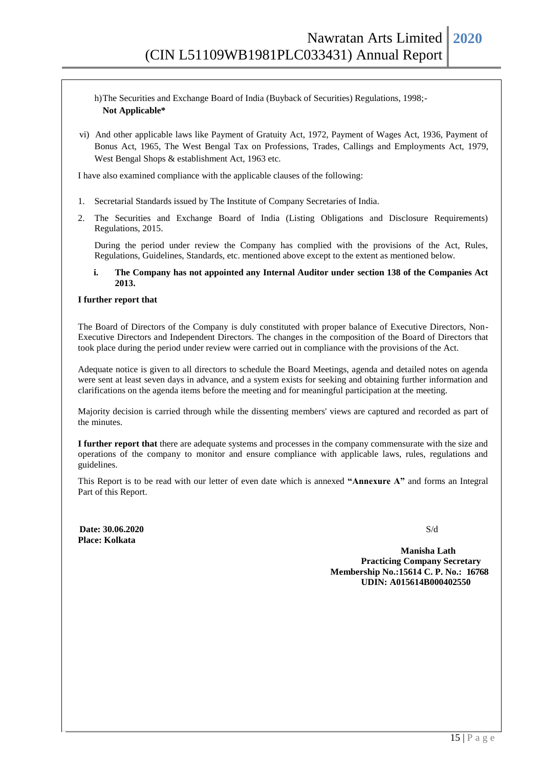h) The Securities and Exchange Board of India (Buyback of Securities) Regulations, 1998;- **Not Applicable***

vi) And other applicable laws like Payment of Gratuity Act, 1972, Payment of Wages Act, 1936, Payment of Bonus Act, 1965, The West Bengal Tax on Professions, Trades, Callings and Employments Act, 1979, West Bengal Shops & establishment Act, 1963 etc.

I have also examined compliance with the applicable clauses of the following:

1. Secretarial Standards issued by The Institute of Company Secretaries of India.
2. The Securities and Exchange Board of India (Listing Obligations and Disclosure Requirements) Regulations, 2015.

   During the period under review the Company has complied with the provisions of the Act, Rules, Regulations, Guidelines, Standards, etc. mentioned above except to the extent as mentioned below.

   **i. The Company has not appointed any Internal Auditor under section 138 of the Companies Act 2013.**

**I further report that**

The Board of Directors of the Company is duly constituted with proper balance of Executive Directors, Non-Executive Directors and Independent Directors. The changes in the composition of the Board of Directors that took place during the period under review were carried out in compliance with the provisions of the Act.

Adequate notice is given to all directors to schedule the Board Meetings, agenda and detailed notes on agenda were sent at least seven days in advance, and a system exists for seeking and obtaining further information and clarifications on the agenda items before the meeting and for meaningful participation at the meeting.

Majority decision is carried through while the dissenting members' views are captured and recorded as part of the minutes.

**I further report that** there are adequate systems and processes in the company commensurate with the size and operations of the company to monitor and ensure compliance with applicable laws, rules, regulations and guidelines.

This Report is to be read with our letter of even date which is annexed **"Annexure A"** and forms an Integral Part of this Report.

**Date: 30.06.2020**
**Place: Kolkata**

S/d

**Manisha Lath**
**Practicing Company Secretary**
**Membership No.:15614 C. P. No.: 16768**
**UDIN: A015614B000402550**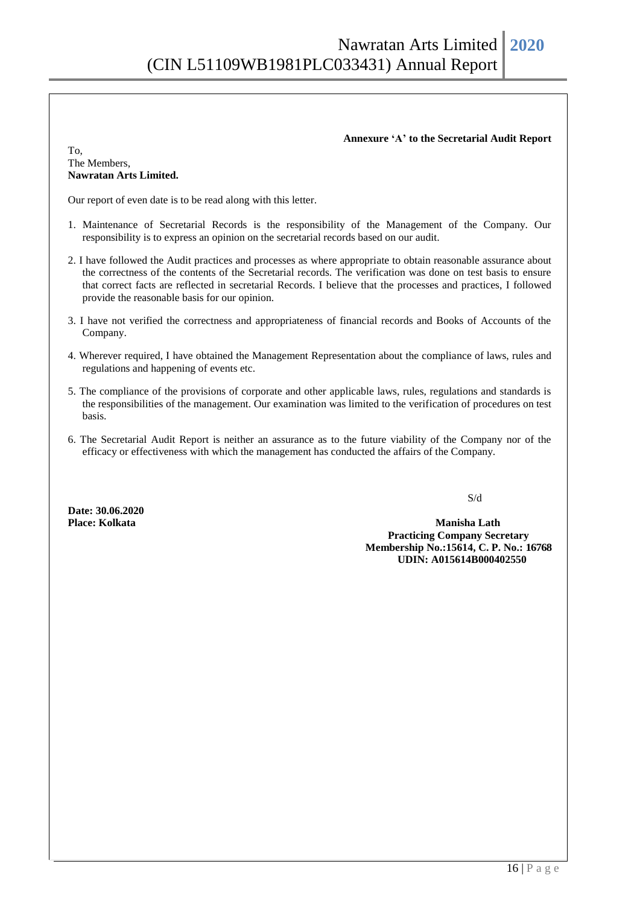**Annexure 'A' to the Secretarial Audit Report**

To,
The Members,
**Nawratan Arts Limited.**

Our report of even date is to be read along with this letter.

1. Maintenance of Secretarial Records is the responsibility of the Management of the Company. Our responsibility is to express an opinion on the secretarial records based on our audit.

2. I have followed the Audit practices and processes as where appropriate to obtain reasonable assurance about the correctness of the contents of the Secretarial records. The verification was done on test basis to ensure that correct facts are reflected in secretarial Records. I believe that the processes and practices, I followed provide the reasonable basis for our opinion.

3. I have not verified the correctness and appropriateness of financial records and Books of Accounts of the Company.

4. Wherever required, I have obtained the Management Representation about the compliance of laws, rules and regulations and happening of events etc.

5. The compliance of the provisions of corporate and other applicable laws, rules, regulations and standards is the responsibilities of the management. Our examination was limited to the verification of procedures on test basis.

6. The Secretarial Audit Report is neither an assurance as to the future viability of the Company nor of the efficacy or effectiveness with which the management has conducted the affairs of the Company.

S/d

**Date: 30.06.2020**
**Place: Kolkata**

**Manisha Lath**
**Practicing Company Secretary**
**Membership No.:15614, C. P. No.: 16768**
**UDIN: A015614B000402550**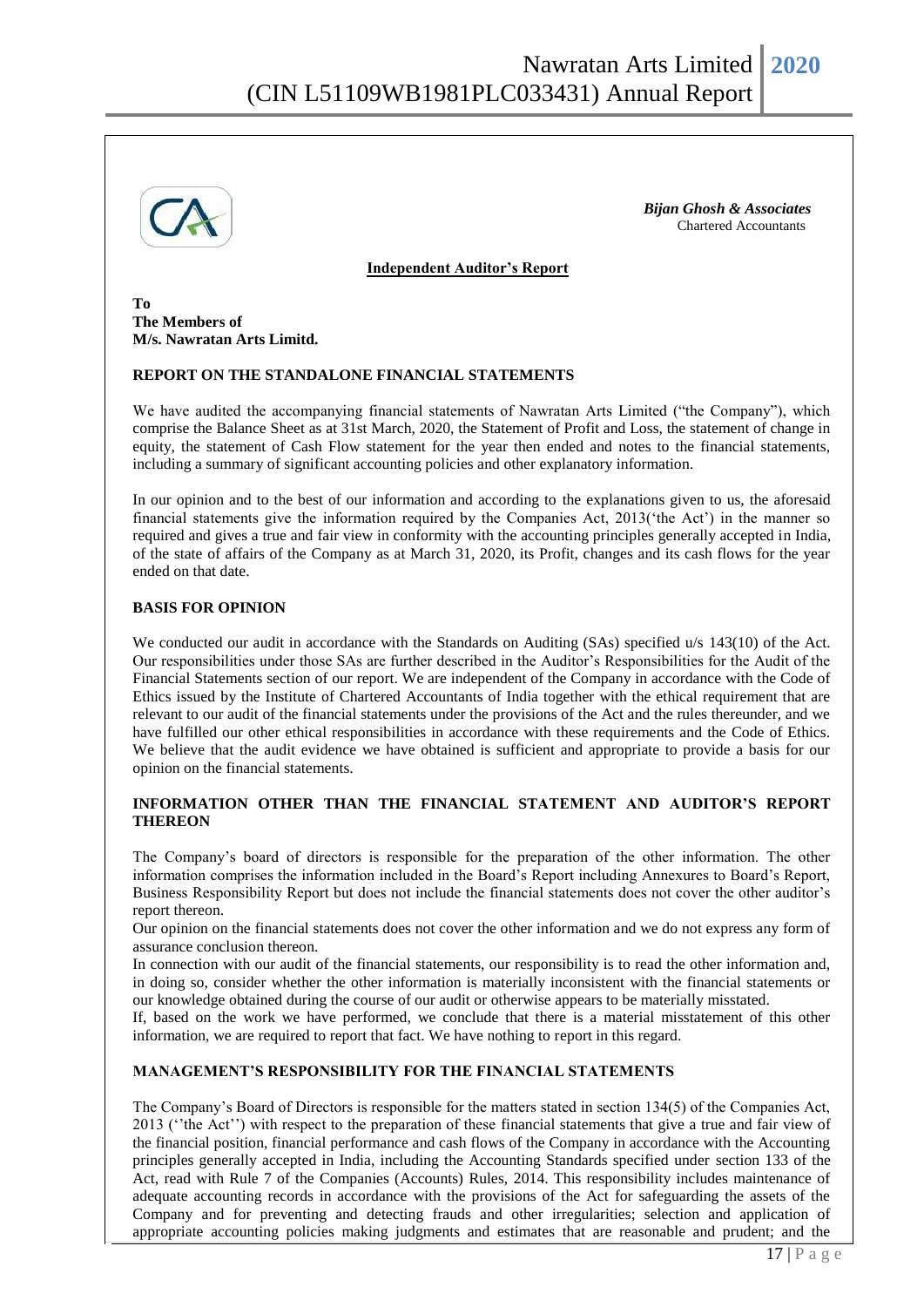*Bijan Ghosh & Associates*
Chartered Accountants

**Independent Auditor's Report**

**To**
**The Members of**
**M/s. Nawratan Arts Limitd.**

## REPORT ON THE STANDALONE FINANCIAL STATEMENTS

We have audited the accompanying financial statements of Nawratan Arts Limited ("the Company"), which comprise the Balance Sheet as at 31st March, 2020, the Statement of Profit and Loss, the statement of change in equity, the statement of Cash Flow statement for the year then ended and notes to the financial statements, including a summary of significant accounting policies and other explanatory information.

In our opinion and to the best of our information and according to the explanations given to us, the aforesaid financial statements give the information required by the Companies Act, 2013('the Act') in the manner so required and gives a true and fair view in conformity with the accounting principles generally accepted in India, of the state of affairs of the Company as at March 31, 2020, its Profit, changes and its cash flows for the year ended on that date.

## BASIS FOR OPINION

We conducted our audit in accordance with the Standards on Auditing (SAs) specified u/s 143(10) of the Act. Our responsibilities under those SAs are further described in the Auditor's Responsibilities for the Audit of the Financial Statements section of our report. We are independent of the Company in accordance with the Code of Ethics issued by the Institute of Chartered Accountants of India together with the ethical requirement that are relevant to our audit of the financial statements under the provisions of the Act and the rules thereunder, and we have fulfilled our other ethical responsibilities in accordance with these requirements and the Code of Ethics. We believe that the audit evidence we have obtained is sufficient and appropriate to provide a basis for our opinion on the financial statements.

## INFORMATION OTHER THAN THE FINANCIAL STATEMENT AND AUDITOR'S REPORT THEREON

The Company's board of directors is responsible for the preparation of the other information. The other information comprises the information included in the Board's Report including Annexures to Board's Report, Business Responsibility Report but does not include the financial statements does not cover the other auditor's report thereon.

Our opinion on the financial statements does not cover the other information and we do not express any form of assurance conclusion thereon.

In connection with our audit of the financial statements, our responsibility is to read the other information and, in doing so, consider whether the other information is materially inconsistent with the financial statements or our knowledge obtained during the course of our audit or otherwise appears to be materially misstated.

If, based on the work we have performed, we conclude that there is a material misstatement of this other information, we are required to report that fact. We have nothing to report in this regard.

## MANAGEMENT'S RESPONSIBILITY FOR THE FINANCIAL STATEMENTS

The Company's Board of Directors is responsible for the matters stated in section 134(5) of the Companies Act, 2013 (''the Act'') with respect to the preparation of these financial statements that give a true and fair view of the financial position, financial performance and cash flows of the Company in accordance with the Accounting principles generally accepted in India, including the Accounting Standards specified under section 133 of the Act, read with Rule 7 of the Companies (Accounts) Rules, 2014. This responsibility includes maintenance of adequate accounting records in accordance with the provisions of the Act for safeguarding the assets of the Company and for preventing and detecting frauds and other irregularities; selection and application of appropriate accounting policies making judgments and estimates that are reasonable and prudent; and the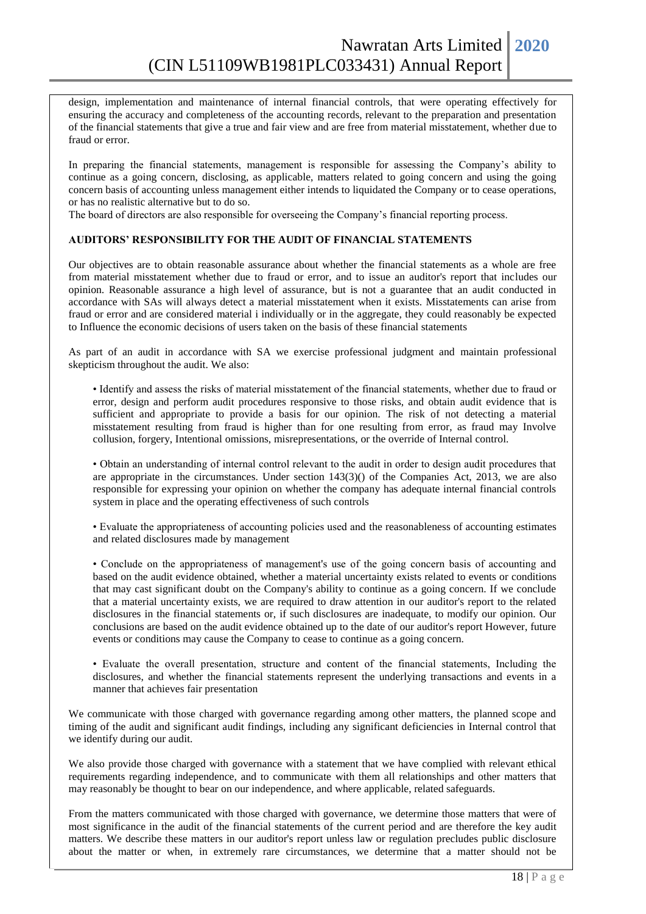design, implementation and maintenance of internal financial controls, that were operating effectively for ensuring the accuracy and completeness of the accounting records, relevant to the preparation and presentation of the financial statements that give a true and fair view and are free from material misstatement, whether due to fraud or error.

In preparing the financial statements, management is responsible for assessing the Company's ability to continue as a going concern, disclosing, as applicable, matters related to going concern and using the going concern basis of accounting unless management either intends to liquidated the Company or to cease operations, or has no realistic alternative but to do so.

The board of directors are also responsible for overseeing the Company's financial reporting process.

**AUDITORS' RESPONSIBILITY FOR THE AUDIT OF FINANCIAL STATEMENTS**

Our objectives are to obtain reasonable assurance about whether the financial statements as a whole are free from material misstatement whether due to fraud or error, and to issue an auditor's report that includes our opinion. Reasonable assurance a high level of assurance, but is not a guarantee that an audit conducted in accordance with SAs will always detect a material misstatement when it exists. Misstatements can arise from fraud or error and are considered material i individually or in the aggregate, they could reasonably be expected to Influence the economic decisions of users taken on the basis of these financial statements

As part of an audit in accordance with SA we exercise professional judgment and maintain professional skepticism throughout the audit. We also:

- Identify and assess the risks of material misstatement of the financial statements, whether due to fraud or error, design and perform audit procedures responsive to those risks, and obtain audit evidence that is sufficient and appropriate to provide a basis for our opinion. The risk of not detecting a material misstatement resulting from fraud is higher than for one resulting from error, as fraud may Involve collusion, forgery, Intentional omissions, misrepresentations, or the override of Internal control.

- Obtain an understanding of internal control relevant to the audit in order to design audit procedures that are appropriate in the circumstances. Under section 143(3)() of the Companies Act, 2013, we are also responsible for expressing your opinion on whether the company has adequate internal financial controls system in place and the operating effectiveness of such controls

- Evaluate the appropriateness of accounting policies used and the reasonableness of accounting estimates and related disclosures made by management

- Conclude on the appropriateness of management's use of the going concern basis of accounting and based on the audit evidence obtained, whether a material uncertainty exists related to events or conditions that may cast significant doubt on the Company's ability to continue as a going concern. If we conclude that a material uncertainty exists, we are required to draw attention in our auditor's report to the related disclosures in the financial statements or, if such disclosures are inadequate, to modify our opinion. Our conclusions are based on the audit evidence obtained up to the date of our auditor's report However, future events or conditions may cause the Company to cease to continue as a going concern.

- Evaluate the overall presentation, structure and content of the financial statements, Including the disclosures, and whether the financial statements represent the underlying transactions and events in a manner that achieves fair presentation

We communicate with those charged with governance regarding among other matters, the planned scope and timing of the audit and significant audit findings, including any significant deficiencies in Internal control that we identify during our audit.

We also provide those charged with governance with a statement that we have complied with relevant ethical requirements regarding independence, and to communicate with them all relationships and other matters that may reasonably be thought to bear on our independence, and where applicable, related safeguards.

From the matters communicated with those charged with governance, we determine those matters that were of most significance in the audit of the financial statements of the current period and are therefore the key audit matters. We describe these matters in our auditor's report unless law or regulation precludes public disclosure about the matter or when, in extremely rare circumstances, we determine that a matter should not be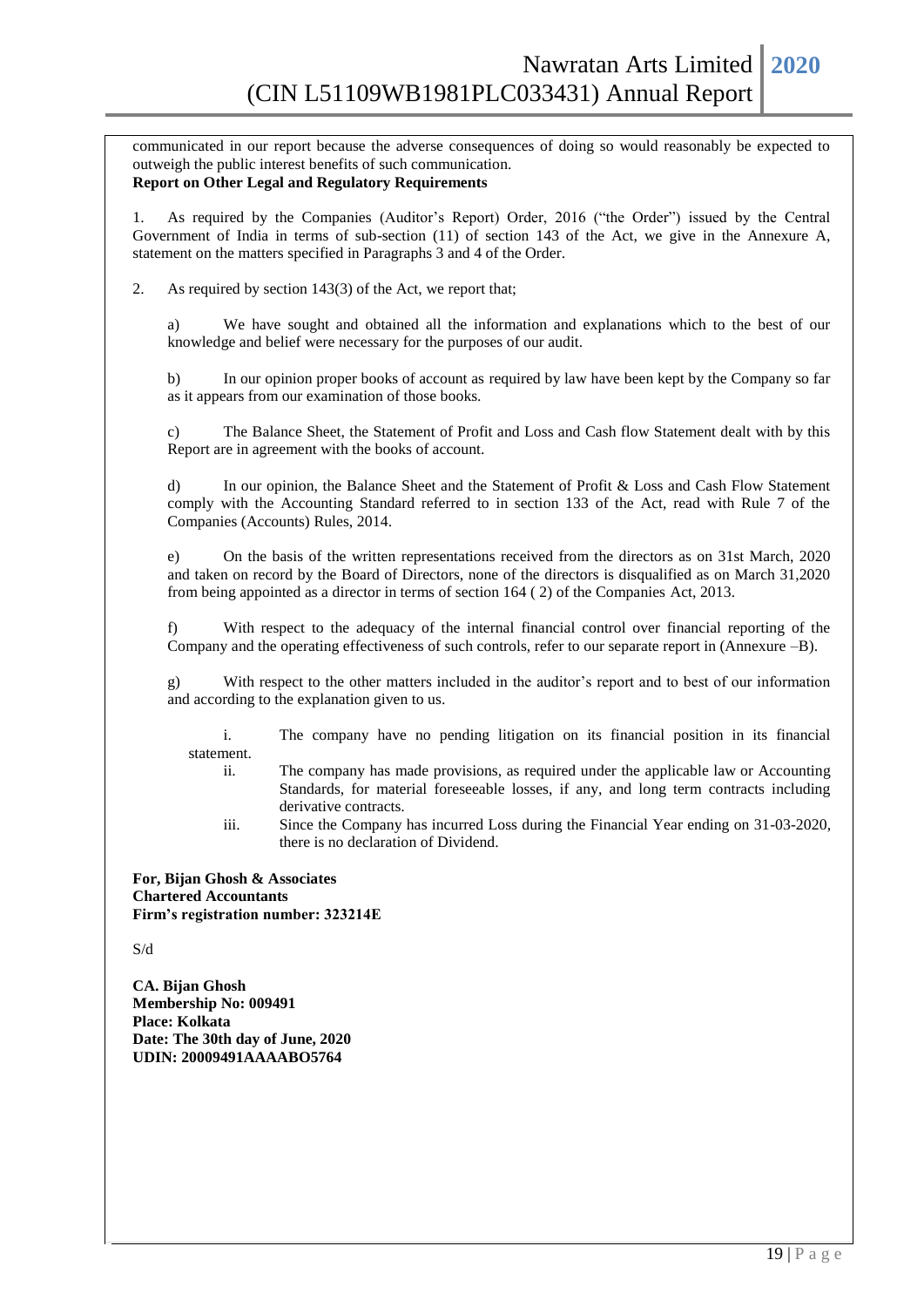communicated in our report because the adverse consequences of doing so would reasonably be expected to outweigh the public interest benefits of such communication.

**Report on Other Legal and Regulatory Requirements**

1. As required by the Companies (Auditor's Report) Order, 2016 ("the Order") issued by the Central Government of India in terms of sub-section (11) of section 143 of the Act, we give in the Annexure A, statement on the matters specified in Paragraphs 3 and 4 of the Order.

2. As required by section 143(3) of the Act, we report that;

   a) We have sought and obtained all the information and explanations which to the best of our knowledge and belief were necessary for the purposes of our audit.

   b) In our opinion proper books of account as required by law have been kept by the Company so far as it appears from our examination of those books.

   c) The Balance Sheet, the Statement of Profit and Loss and Cash flow Statement dealt with by this Report are in agreement with the books of account.

   d) In our opinion, the Balance Sheet and the Statement of Profit & Loss and Cash Flow Statement comply with the Accounting Standard referred to in section 133 of the Act, read with Rule 7 of the Companies (Accounts) Rules, 2014.

   e) On the basis of the written representations received from the directors as on 31st March, 2020 and taken on record by the Board of Directors, none of the directors is disqualified as on March 31,2020 from being appointed as a director in terms of section 164 ( 2) of the Companies Act, 2013.

   f) With respect to the adequacy of the internal financial control over financial reporting of the Company and the operating effectiveness of such controls, refer to our separate report in (Annexure –B).

   g) With respect to the other matters included in the auditor's report and to best of our information and according to the explanation given to us.

      i. The company have no pending litigation on its financial position in its financial statement.
      ii. The company has made provisions, as required under the applicable law or Accounting Standards, for material foreseeable losses, if any, and long term contracts including derivative contracts.
      iii. Since the Company has incurred Loss during the Financial Year ending on 31-03-2020, there is no declaration of Dividend.

**For, Bijan Ghosh & Associates**
**Chartered Accountants**
**Firm's registration number: 323214E**

S/d

**CA. Bijan Ghosh**
**Membership No: 009491**
**Place: Kolkata**
**Date: The 30th day of June, 2020**
**UDIN: 20009491AAAABO5764**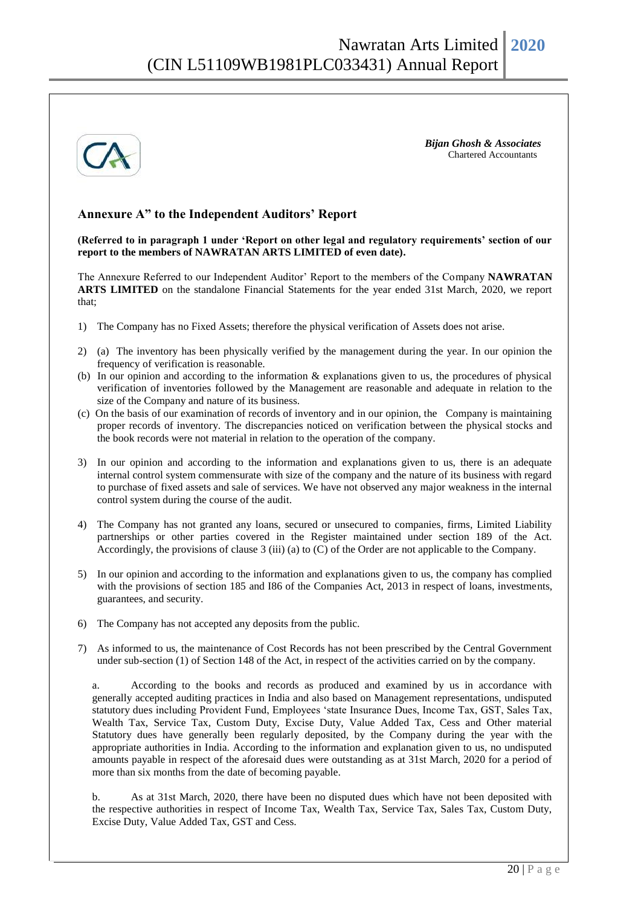*Bijan Ghosh & Associates*
Chartered Accountants

## Annexure A" to the Independent Auditors' Report

**(Referred to in paragraph 1 under 'Report on other legal and regulatory requirements' section of our report to the members of NAWRATAN ARTS LIMITED of even date).**

The Annexure Referred to our Independent Auditor' Report to the members of the Company **NAWRATAN ARTS LIMITED** on the standalone Financial Statements for the year ended 31st March, 2020, we report that;

1) The Company has no Fixed Assets; therefore the physical verification of Assets does not arise.

2) (a) The inventory has been physically verified by the management during the year. In our opinion the frequency of verification is reasonable.
(b) In our opinion and according to the information & explanations given to us, the procedures of physical verification of inventories followed by the Management are reasonable and adequate in relation to the size of the Company and nature of its business.
(c) On the basis of our examination of records of inventory and in our opinion, the Company is maintaining proper records of inventory. The discrepancies noticed on verification between the physical stocks and the book records were not material in relation to the operation of the company.

3) In our opinion and according to the information and explanations given to us, there is an adequate internal control system commensurate with size of the company and the nature of its business with regard to purchase of fixed assets and sale of services. We have not observed any major weakness in the internal control system during the course of the audit.

4) The Company has not granted any loans, secured or unsecured to companies, firms, Limited Liability partnerships or other parties covered in the Register maintained under section 189 of the Act. Accordingly, the provisions of clause 3 (iii) (a) to (C) of the Order are not applicable to the Company.

5) In our opinion and according to the information and explanations given to us, the company has complied with the provisions of section 185 and I86 of the Companies Act, 2013 in respect of loans, investments, guarantees, and security.

6) The Company has not accepted any deposits from the public.

7) As informed to us, the maintenance of Cost Records has not been prescribed by the Central Government under sub-section (1) of Section 148 of the Act, in respect of the activities carried on by the company.

   a. According to the books and records as produced and examined by us in accordance with generally accepted auditing practices in India and also based on Management representations, undisputed statutory dues including Provident Fund, Employees 'state Insurance Dues, Income Tax, GST, Sales Tax, Wealth Tax, Service Tax, Custom Duty, Excise Duty, Value Added Tax, Cess and Other material Statutory dues have generally been regularly deposited, by the Company during the year with the appropriate authorities in India. According to the information and explanation given to us, no undisputed amounts payable in respect of the aforesaid dues were outstanding as at 31st March, 2020 for a period of more than six months from the date of becoming payable.

   b. As at 31st March, 2020, there have been no disputed dues which have not been deposited with the respective authorities in respect of Income Tax, Wealth Tax, Service Tax, Sales Tax, Custom Duty, Excise Duty, Value Added Tax, GST and Cess.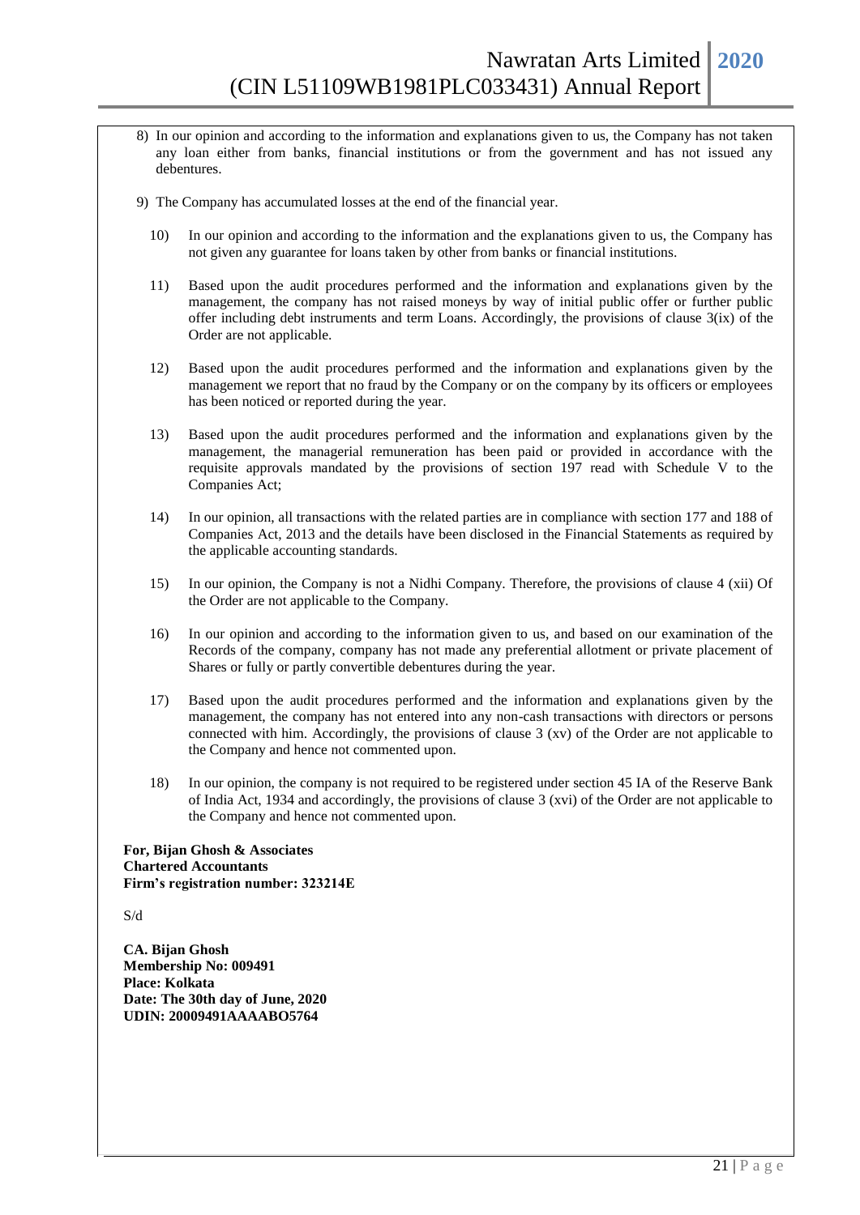8) In our opinion and according to the information and explanations given to us, the Company has not taken any loan either from banks, financial institutions or from the government and has not issued any debentures.

9) The Company has accumulated losses at the end of the financial year.

10) In our opinion and according to the information and the explanations given to us, the Company has not given any guarantee for loans taken by other from banks or financial institutions.

11) Based upon the audit procedures performed and the information and explanations given by the management, the company has not raised moneys by way of initial public offer or further public offer including debt instruments and term Loans. Accordingly, the provisions of clause 3(ix) of the Order are not applicable.

12) Based upon the audit procedures performed and the information and explanations given by the management we report that no fraud by the Company or on the company by its officers or employees has been noticed or reported during the year.

13) Based upon the audit procedures performed and the information and explanations given by the management, the managerial remuneration has been paid or provided in accordance with the requisite approvals mandated by the provisions of section 197 read with Schedule V to the Companies Act;

14) In our opinion, all transactions with the related parties are in compliance with section 177 and 188 of Companies Act, 2013 and the details have been disclosed in the Financial Statements as required by the applicable accounting standards.

15) In our opinion, the Company is not a Nidhi Company. Therefore, the provisions of clause 4 (xii) Of the Order are not applicable to the Company.

16) In our opinion and according to the information given to us, and based on our examination of the Records of the company, company has not made any preferential allotment or private placement of Shares or fully or partly convertible debentures during the year.

17) Based upon the audit procedures performed and the information and explanations given by the management, the company has not entered into any non-cash transactions with directors or persons connected with him. Accordingly, the provisions of clause 3 (xv) of the Order are not applicable to the Company and hence not commented upon.

18) In our opinion, the company is not required to be registered under section 45 IA of the Reserve Bank of India Act, 1934 and accordingly, the provisions of clause 3 (xvi) of the Order are not applicable to the Company and hence not commented upon.

**For, Bijan Ghosh & Associates**
**Chartered Accountants**
**Firm's registration number: 323214E**

S/d

**CA. Bijan Ghosh**
**Membership No: 009491**
**Place: Kolkata**
**Date: The 30th day of June, 2020**
**UDIN: 20009491AAAABO5764**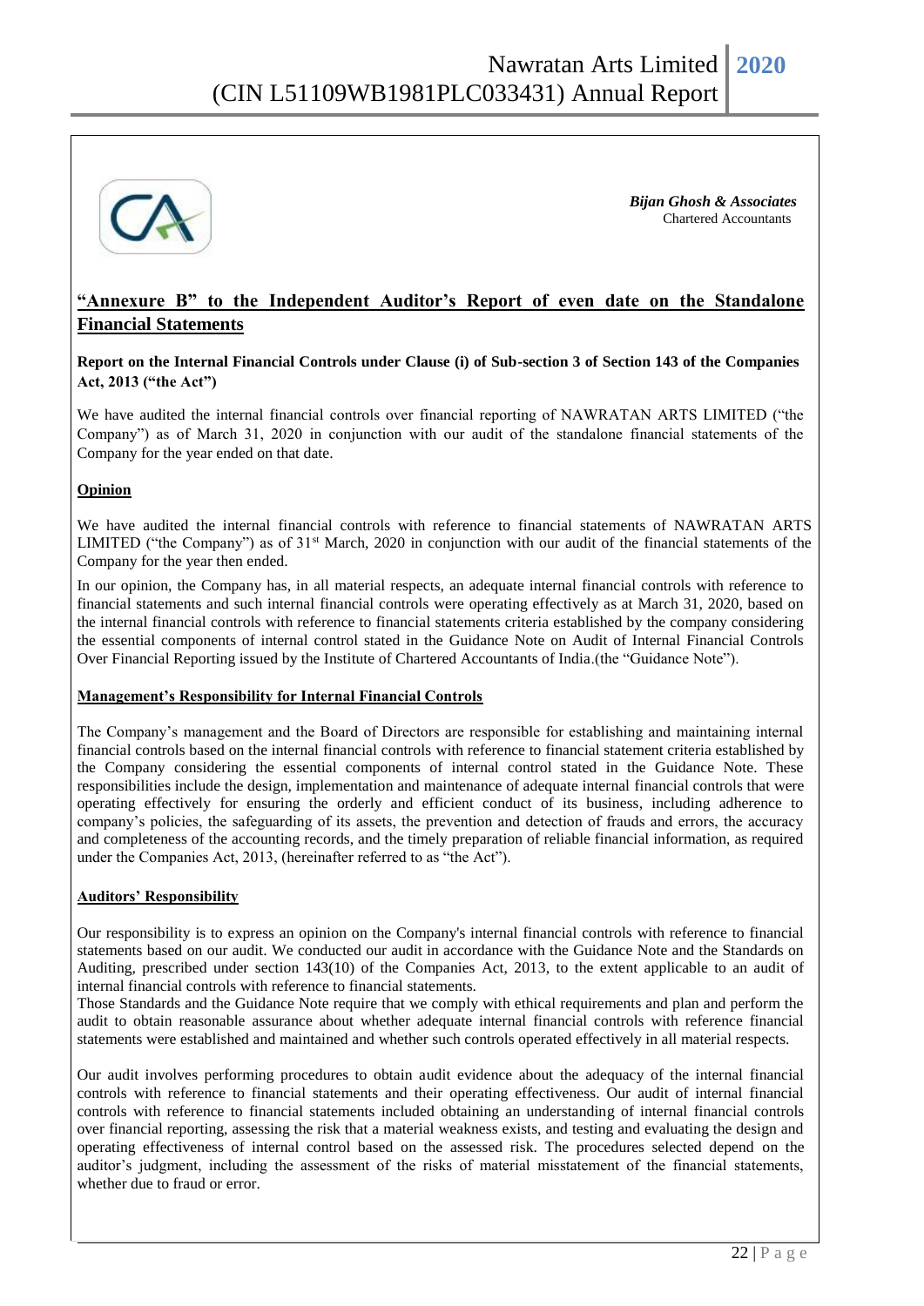*Bijan Ghosh & Associates*
Chartered Accountants

## "Annexure B" to the Independent Auditor's Report of even date on the Standalone Financial Statements

**Report on the Internal Financial Controls under Clause (i) of Sub-section 3 of Section 143 of the Companies Act, 2013 ("the Act")**

We have audited the internal financial controls over financial reporting of NAWRATAN ARTS LIMITED ("the Company") as of March 31, 2020 in conjunction with our audit of the standalone financial statements of the Company for the year ended on that date.

### Opinion

We have audited the internal financial controls with reference to financial statements of NAWRATAN ARTS LIMITED ("the Company") as of 31st March, 2020 in conjunction with our audit of the financial statements of the Company for the year then ended.

In our opinion, the Company has, in all material respects, an adequate internal financial controls with reference to financial statements and such internal financial controls were operating effectively as at March 31, 2020, based on the internal financial controls with reference to financial statements criteria established by the company considering the essential components of internal control stated in the Guidance Note on Audit of Internal Financial Controls Over Financial Reporting issued by the Institute of Chartered Accountants of India.(the "Guidance Note").

### Management's Responsibility for Internal Financial Controls

The Company's management and the Board of Directors are responsible for establishing and maintaining internal financial controls based on the internal financial controls with reference to financial statement criteria established by the Company considering the essential components of internal control stated in the Guidance Note. These responsibilities include the design, implementation and maintenance of adequate internal financial controls that were operating effectively for ensuring the orderly and efficient conduct of its business, including adherence to company's policies, the safeguarding of its assets, the prevention and detection of frauds and errors, the accuracy and completeness of the accounting records, and the timely preparation of reliable financial information, as required under the Companies Act, 2013, (hereinafter referred to as "the Act").

### Auditors' Responsibility

Our responsibility is to express an opinion on the Company's internal financial controls with reference to financial statements based on our audit. We conducted our audit in accordance with the Guidance Note and the Standards on Auditing, prescribed under section 143(10) of the Companies Act, 2013, to the extent applicable to an audit of internal financial controls with reference to financial statements.

Those Standards and the Guidance Note require that we comply with ethical requirements and plan and perform the audit to obtain reasonable assurance about whether adequate internal financial controls with reference financial statements were established and maintained and whether such controls operated effectively in all material respects.

Our audit involves performing procedures to obtain audit evidence about the adequacy of the internal financial controls with reference to financial statements and their operating effectiveness. Our audit of internal financial controls with reference to financial statements included obtaining an understanding of internal financial controls over financial reporting, assessing the risk that a material weakness exists, and testing and evaluating the design and operating effectiveness of internal control based on the assessed risk. The procedures selected depend on the auditor's judgment, including the assessment of the risks of material misstatement of the financial statements, whether due to fraud or error.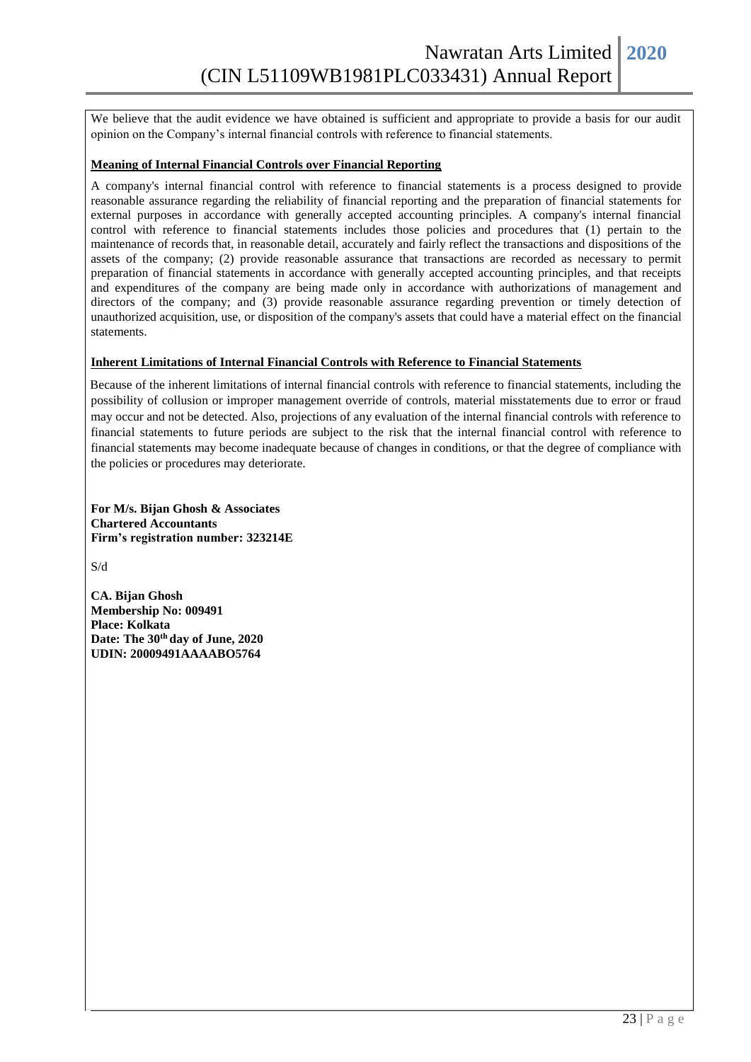We believe that the audit evidence we have obtained is sufficient and appropriate to provide a basis for our audit opinion on the Company's internal financial controls with reference to financial statements.

**Meaning of Internal Financial Controls over Financial Reporting**

A company's internal financial control with reference to financial statements is a process designed to provide reasonable assurance regarding the reliability of financial reporting and the preparation of financial statements for external purposes in accordance with generally accepted accounting principles. A company's internal financial control with reference to financial statements includes those policies and procedures that (1) pertain to the maintenance of records that, in reasonable detail, accurately and fairly reflect the transactions and dispositions of the assets of the company; (2) provide reasonable assurance that transactions are recorded as necessary to permit preparation of financial statements in accordance with generally accepted accounting principles, and that receipts and expenditures of the company are being made only in accordance with authorizations of management and directors of the company; and (3) provide reasonable assurance regarding prevention or timely detection of unauthorized acquisition, use, or disposition of the company's assets that could have a material effect on the financial statements.

**Inherent Limitations of Internal Financial Controls with Reference to Financial Statements**

Because of the inherent limitations of internal financial controls with reference to financial statements, including the possibility of collusion or improper management override of controls, material misstatements due to error or fraud may occur and not be detected. Also, projections of any evaluation of the internal financial controls with reference to financial statements to future periods are subject to the risk that the internal financial control with reference to financial statements may become inadequate because of changes in conditions, or that the degree of compliance with the policies or procedures may deteriorate.

**For M/s. Bijan Ghosh & Associates**
**Chartered Accountants**
**Firm's registration number: 323214E**

S/d

**CA. Bijan Ghosh**
**Membership No: 009491**
**Place: Kolkata**
**Date: The 30th day of June, 2020**
**UDIN: 20009491AAAABO5764**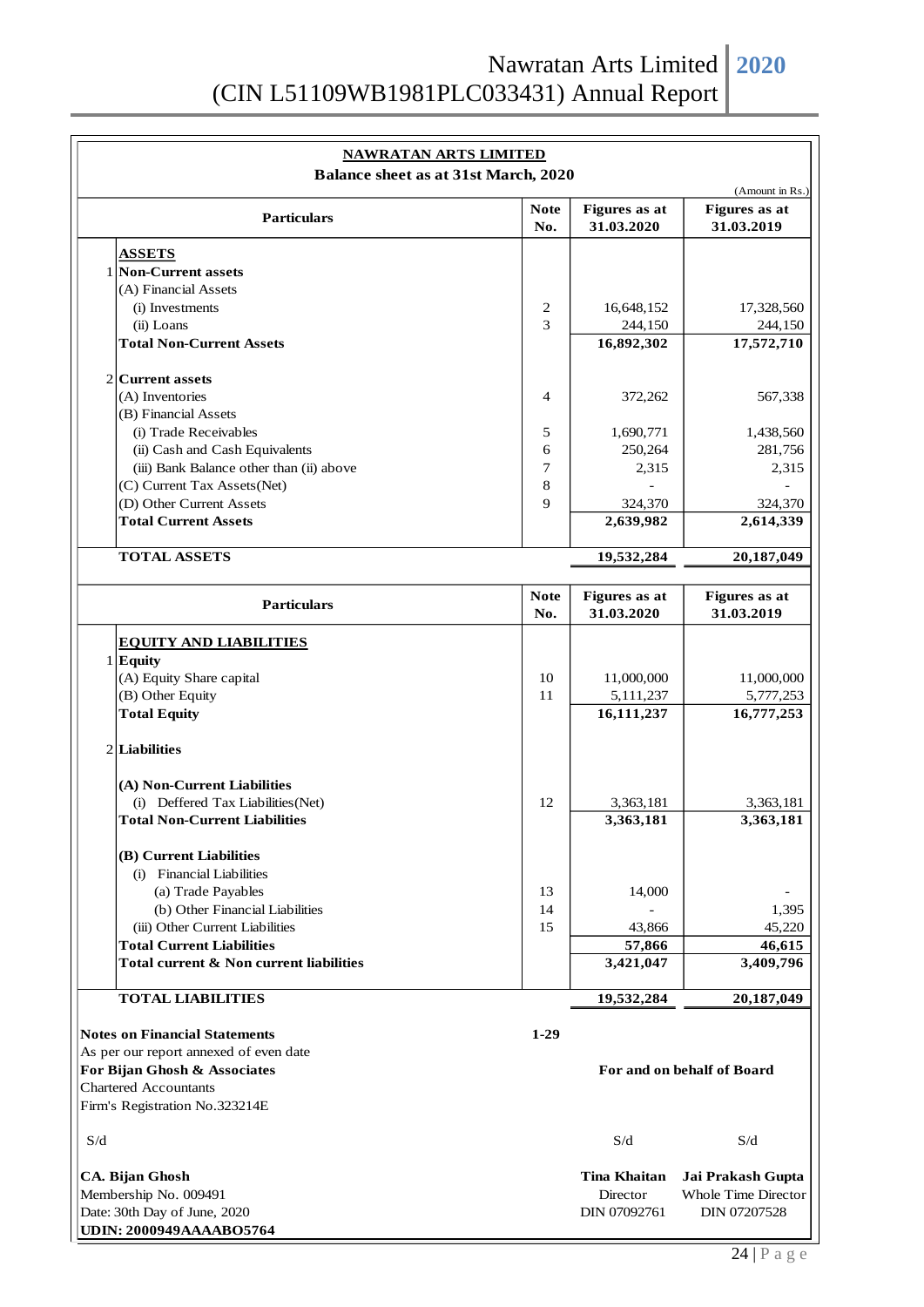## NAWRATAN ARTS LIMITED

### Balance sheet as at 31st March, 2020

(Amount in Rs.)

| | Particulars | Note No. | Figures as at 31.03.2020 | Figures as at 31.03.2019 |
|---|---|---|---|---|
| | **ASSETS** | | | |
| 1 | **Non-Current assets** | | | |
| | (A) Financial Assets | | | |
| | (i) Investments | 2 | 16,648,152 | 17,328,560 |
| | (ii) Loans | 3 | 244,150 | 244,150 |
| | **Total Non-Current Assets** | | **16,892,302** | **17,572,710** |
| 2 | **Current assets** | | | |
| | (A) Inventories | 4 | 372,262 | 567,338 |
| | (B) Financial Assets | | | |
| | (i) Trade Receivables | 5 | 1,690,771 | 1,438,560 |
| | (ii) Cash and Cash Equivalents | 6 | 250,264 | 281,756 |
| | (iii) Bank Balance other than (ii) above | 7 | 2,315 | 2,315 |
| | (C) Current Tax Assets(Net) | 8 | - | - |
| | (D) Other Current Assets | 9 | 324,370 | 324,370 |
| | **Total Current Assets** | | **2,639,982** | **2,614,339** |
| | **TOTAL ASSETS** | | **19,532,284** | **20,187,049** |

| | Particulars | Note No. | Figures as at 31.03.2020 | Figures as at 31.03.2019 |
|---|---|---|---|---|
| | **EQUITY AND LIABILITIES** | | | |
| 1 | **Equity** | | | |
| | (A) Equity Share capital | 10 | 11,000,000 | 11,000,000 |
| | (B) Other Equity | 11 | 5,111,237 | 5,777,253 |
| | **Total Equity** | | **16,111,237** | **16,777,253** |
| 2 | **Liabilities** | | | |
| | **(A) Non-Current Liabilities** | | | |
| | (i) Deffered Tax Liabilities(Net) | 12 | 3,363,181 | 3,363,181 |
| | **Total Non-Current Liabilities** | | **3,363,181** | **3,363,181** |
| | **(B) Current Liabilities** | | | |
| | (i) Financial Liabilities | | | |
| | (a) Trade Payables | 13 | 14,000 | - |
| | (b) Other Financial Liabilities | 14 | - | 1,395 |
| | (iii) Other Current Liabilities | 15 | 43,866 | 45,220 |
| | **Total Current Liabilities** | | **57,866** | **46,615** |
| | **Total current & Non current liabilities** | | **3,421,047** | **3,409,796** |
| | **TOTAL LIABILITIES** | | **19,532,284** | **20,187,049** |

**Notes on Financial Statements** **1-29**

As per our report annexed of even date

**For Bijan Ghosh & Associates**
Chartered Accountants
Firm's Registration No.323214E

S/d

**CA. Bijan Ghosh**
Membership No. 009491
Date: 30th Day of June, 2020
**UDIN: 2000949AAAABO5764**

**For and on behalf of Board**

| S/d | S/d |
|---|---|
| **Tina Khaitan** | **Jai Prakash Gupta** |
| Director | Whole Time Director |
| DIN 07092761 | DIN 07207528 |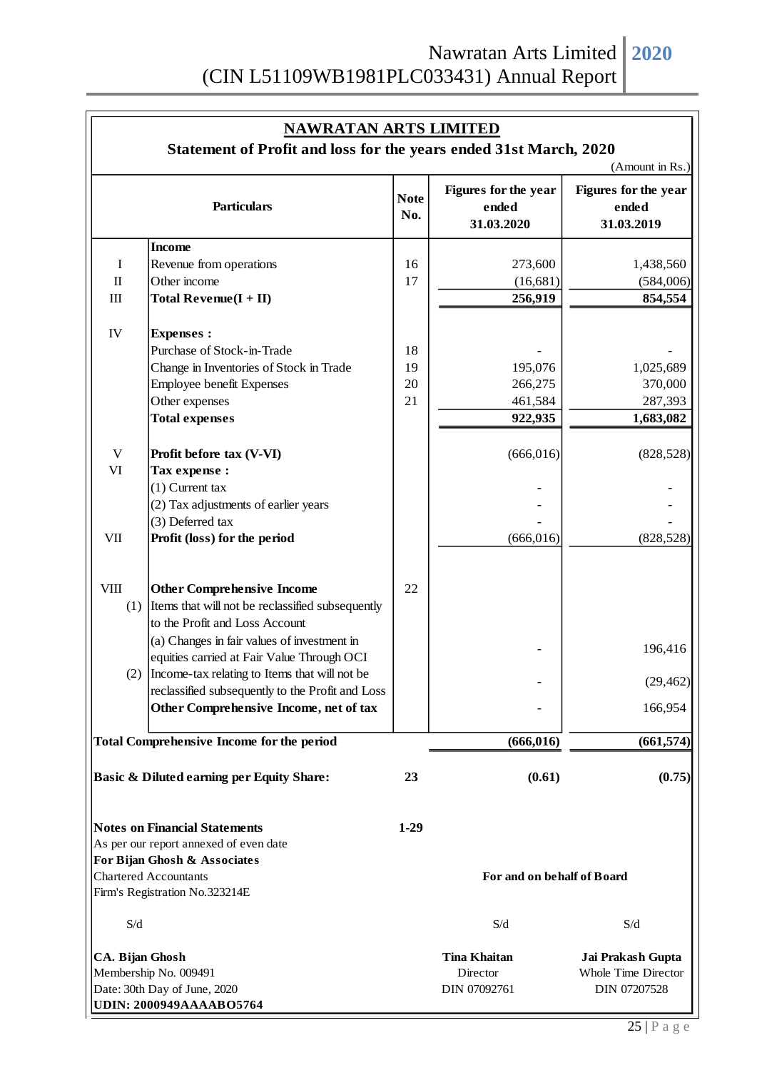## NAWRATAN ARTS LIMITED

### Statement of Profit and loss for the years ended 31st March, 2020

(Amount in Rs.)

| | Particulars | Note No. | Figures for the year ended 31.03.2020 | Figures for the year ended 31.03.2019 |
|---|---|---|---|---|
| | **Income** | | | |
| I | Revenue from operations | 16 | 273,600 | 1,438,560 |
| II | Other income | 17 | (16,681) | (584,006) |
| III | **Total Revenue(I + II)** | | **256,919** | **854,554** |
| IV | **Expenses :** | | | |
| | Purchase of Stock-in-Trade | 18 | - | - |
| | Change in Inventories of Stock in Trade | 19 | 195,076 | 1,025,689 |
| | Employee benefit Expenses | 20 | 266,275 | 370,000 |
| | Other expenses | 21 | 461,584 | 287,393 |
| | **Total expenses** | | **922,935** | **1,683,082** |
| V | **Profit before tax (V-VI)** | | (666,016) | (828,528) |
| VI | **Tax expense :** | | | |
| | (1) Current tax | | - | - |
| | (2) Tax adjustments of earlier years | | - | - |
| | (3) Deferred tax | | - | - |
| VII | **Profit (loss) for the period** | | (666,016) | (828,528) |
| VIII | **Other Comprehensive Income** | 22 | | |
| (1) | Items that will not be reclassified subsequently to the Profit and Loss Account | | | |
| | (a) Changes in fair values of investment in equities carried at Fair Value Through OCI | | - | 196,416 |
| (2) | Income-tax relating to Items that will not be reclassified subsequently to the Profit and Loss | | - | (29,462) |
| | **Other Comprehensive Income, net of tax** | | - | 166,954 |
| **Total Comprehensive Income for the period** | | | **(666,016)** | **(661,574)** |
| **Basic & Diluted earning per Equity Share:** | | **23** | **(0.61)** | **(0.75)** |

**Notes on Financial Statements** **1-29**

As per our report annexed of even date

**For Bijan Ghosh & Associates**
Chartered Accountants
Firm's Registration No.323214E

**For and on behalf of Board**

S/d

**CA. Bijan Ghosh**
Membership No. 009491
Date: 30th Day of June, 2020
**UDIN: 2000949AAAABO5764**

S/d

**Tina Khaitan**
Director
DIN 07092761

S/d

**Jai Prakash Gupta**
Whole Time Director
DIN 07207528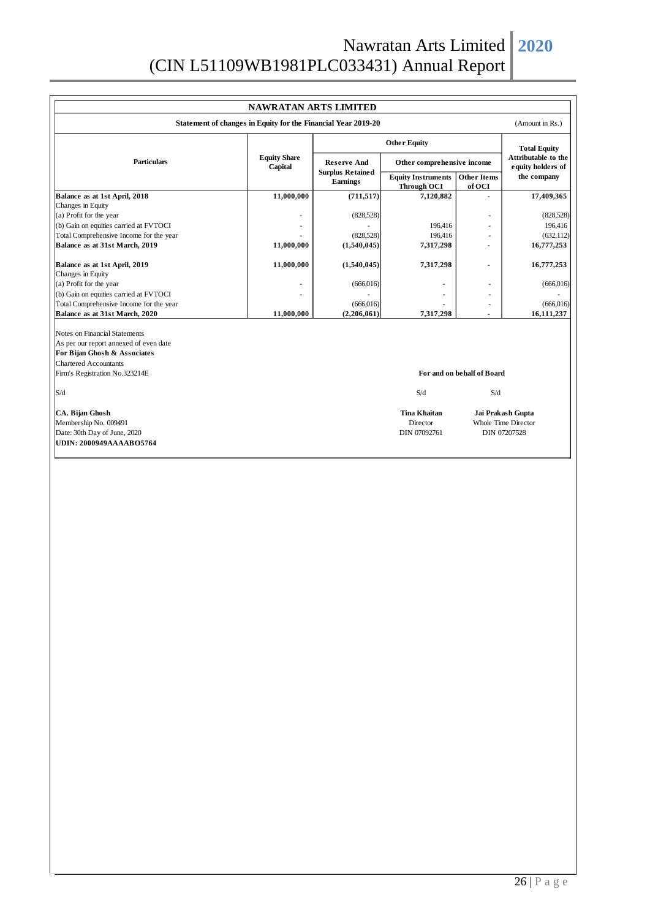# NAWRATAN ARTS LIMITED

**Statement of changes in Equity for the Financial Year 2019-20** (Amount in Rs.)

| Particulars | Equity Share Capital | Other Equity | | | Total Equity Attributable to the equity holders of the company |
|---|---|---|---|---|---|
| | | Reserve And Surplus Retained Earnings | Other comprehensive income | | |
| | | | Equity Instruments Through OCI | Other Items of OCI | |
| **Balance as at 1st April, 2018** | **11,000,000** | **(711,517)** | **7,120,882** | **-** | **17,409,365** |
| Changes in Equity | | | | | |
| (a) Profit for the year | - | (828,528) | | - | (828,528) |
| (b) Gain on equities carried at FVTOCI | - | - | 196,416 | - | 196,416 |
| Total Comprehensive Income for the year | - | (828,528) | 196,416 | - | (632,112) |
| **Balance as at 31st March, 2019** | **11,000,000** | **(1,540,045)** | **7,317,298** | **-** | **16,777,253** |
| **Balance as at 1st April, 2019** | **11,000,000** | **(1,540,045)** | **7,317,298** | **-** | **16,777,253** |
| Changes in Equity | | | | | |
| (a) Profit for the year | - | (666,016) | - | - | (666,016) |
| (b) Gain on equities carried at FVTOCI | - | - | - | - | - |
| Total Comprehensive Income for the year | - | (666,016) | - | - | (666,016) |
| **Balance as at 31st March, 2020** | **11,000,000** | **(2,206,061)** | **7,317,298** | **-** | **16,111,237** |

Notes on Financial Statements
As per our report annexed of even date
**For Bijan Ghosh & Associates**
Chartered Accountants
Firm's Registration No.323214E

**For and on behalf of Board**

S/d

**CA. Bijan Ghosh**
Membership No. 009491
Date: 30th Day of June, 2020
**UDIN: 2000949AAAABO5764**

S/d
**Tina Khaitan**
Director
DIN 07092761

S/d
**Jai Prakash Gupta**
Whole Time Director
DIN 07207528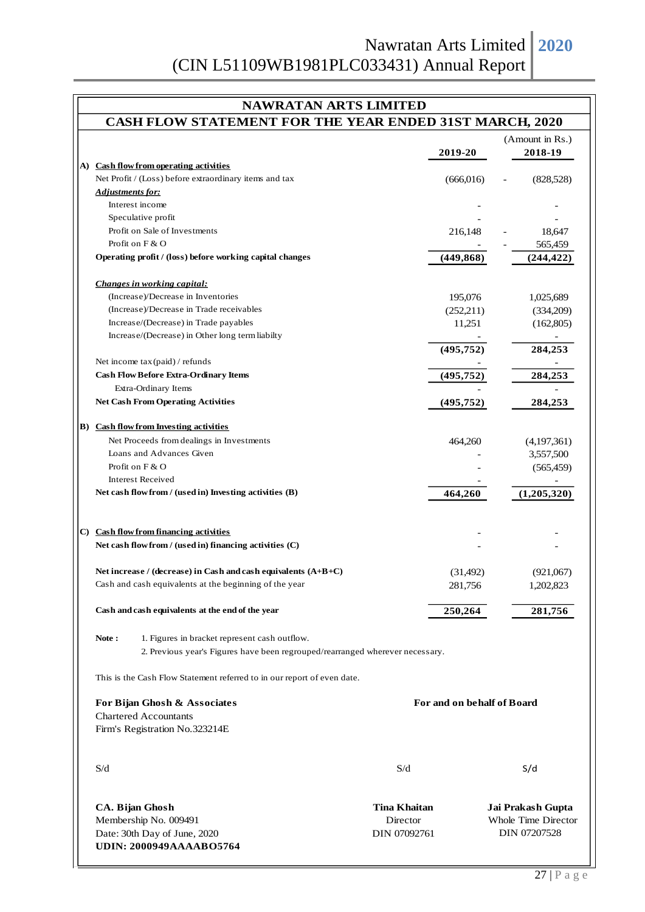# NAWRATAN ARTS LIMITED

## CASH FLOW STATEMENT FOR THE YEAR ENDED 31ST MARCH, 2020

(Amount in Rs.)

| | | 2019-20 | 2018-19 |
|---|---|---|---|
| **A)** | **Cash flow from operating activities** | | |
| | Net Profit / (Loss) before extraordinary items and tax | (666,016) | (828,528) |
| | ***Adjustments for:*** | | |
| | Interest income | - | - |
| | Speculative profit | - | - |
| | Profit on Sale of Investments | 216,148 | 18,647 |
| | Profit on F & O | - | 565,459 |
| | **Operating profit / (loss) before working capital changes** | **(449,868)** | **(244,422)** |
| | ***Changes in working capital:*** | | |
| | (Increase)/Decrease in Inventories | 195,076 | 1,025,689 |
| | (Increase)/Decrease in Trade receivables | (252,211) | (334,209) |
| | Increase/(Decrease) in Trade payables | 11,251 | (162,805) |
| | Increase/(Decrease) in Other long term liabilty | - | - |
| | | **(495,752)** | **284,253** |
| | Net income tax (paid) / refunds | - | - |
| | **Cash Flow Before Extra-Ordinary Items** | **(495,752)** | **284,253** |
| | Extra-Ordinary Items | - | - |
| | **Net Cash From Operating Activities** | **(495,752)** | **284,253** |
| **B)** | **Cash flow from Investing activities** | | |
| | Net Proceeds from dealings in Investments | 464,260 | (4,197,361) |
| | Loans and Advances Given | - | 3,557,500 |
| | Profit on F & O | - | (565,459) |
| | Interest Received | - | - |
| | **Net cash flow from / (used in) Investing activities (B)** | **464,260** | **(1,205,320)** |
| **C)** | **Cash flow from financing activities** | - | - |
| | **Net cash flow from / (used in) financing activities (C)** | - | - |
| | **Net increase / (decrease) in Cash and cash equivalents (A+B+C)** | (31,492) | (921,067) |
| | Cash and cash equivalents at the beginning of the year | 281,756 | 1,202,823 |
| | **Cash and cash equivalents at the end of the year** | **250,264** | **281,756** |

**Note :** 1. Figures in bracket represent cash outflow.
2. Previous year's Figures have been regrouped/rearranged wherever necessary.

This is the Cash Flow Statement referred to in our report of even date.

**For Bijan Ghosh & Associates**
Chartered Accountants
Firm's Registration No.323214E

**For and on behalf of Board**

S/d

**CA. Bijan Ghosh**
Membership No. 009491
Date: 30th Day of June, 2020
**UDIN: 2000949AAAABO5764**

S/d

**Tina Khaitan**
Director
DIN 07092761

S/d

**Jai Prakash Gupta**
Whole Time Director
DIN 07207528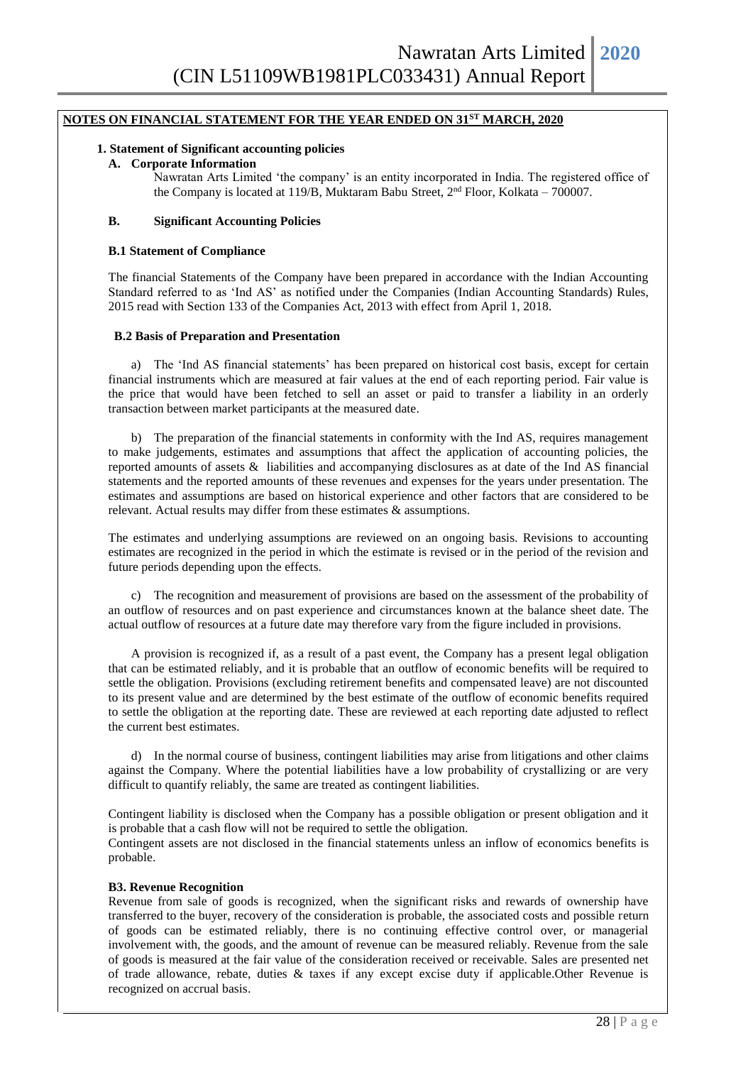## NOTES ON FINANCIAL STATEMENT FOR THE YEAR ENDED ON 31ST MARCH, 2020

### 1. Statement of Significant accounting policies

#### A. Corporate Information

Nawratan Arts Limited 'the company' is an entity incorporated in India. The registered office of the Company is located at 119/B, Muktaram Babu Street, 2nd Floor, Kolkata – 700007.

#### B. Significant Accounting Policies

**B.1 Statement of Compliance**

The financial Statements of the Company have been prepared in accordance with the Indian Accounting Standard referred to as 'Ind AS' as notified under the Companies (Indian Accounting Standards) Rules, 2015 read with Section 133 of the Companies Act, 2013 with effect from April 1, 2018.

**B.2 Basis of Preparation and Presentation**

a) The 'Ind AS financial statements' has been prepared on historical cost basis, except for certain financial instruments which are measured at fair values at the end of each reporting period. Fair value is the price that would have been fetched to sell an asset or paid to transfer a liability in an orderly transaction between market participants at the measured date.

b) The preparation of the financial statements in conformity with the Ind AS, requires management to make judgements, estimates and assumptions that affect the application of accounting policies, the reported amounts of assets & liabilities and accompanying disclosures as at date of the Ind AS financial statements and the reported amounts of these revenues and expenses for the years under presentation. The estimates and assumptions are based on historical experience and other factors that are considered to be relevant. Actual results may differ from these estimates & assumptions.

The estimates and underlying assumptions are reviewed on an ongoing basis. Revisions to accounting estimates are recognized in the period in which the estimate is revised or in the period of the revision and future periods depending upon the effects.

c) The recognition and measurement of provisions are based on the assessment of the probability of an outflow of resources and on past experience and circumstances known at the balance sheet date. The actual outflow of resources at a future date may therefore vary from the figure included in provisions.

A provision is recognized if, as a result of a past event, the Company has a present legal obligation that can be estimated reliably, and it is probable that an outflow of economic benefits will be required to settle the obligation. Provisions (excluding retirement benefits and compensated leave) are not discounted to its present value and are determined by the best estimate of the outflow of economic benefits required to settle the obligation at the reporting date. These are reviewed at each reporting date adjusted to reflect the current best estimates.

d) In the normal course of business, contingent liabilities may arise from litigations and other claims against the Company. Where the potential liabilities have a low probability of crystallizing or are very difficult to quantify reliably, the same are treated as contingent liabilities.

Contingent liability is disclosed when the Company has a possible obligation or present obligation and it is probable that a cash flow will not be required to settle the obligation.

Contingent assets are not disclosed in the financial statements unless an inflow of economics benefits is probable.

**B3. Revenue Recognition**

Revenue from sale of goods is recognized, when the significant risks and rewards of ownership have transferred to the buyer, recovery of the consideration is probable, the associated costs and possible return of goods can be estimated reliably, there is no continuing effective control over, or managerial involvement with, the goods, and the amount of revenue can be measured reliably. Revenue from the sale of goods is measured at the fair value of the consideration received or receivable. Sales are presented net of trade allowance, rebate, duties & taxes if any except excise duty if applicable.Other Revenue is recognized on accrual basis.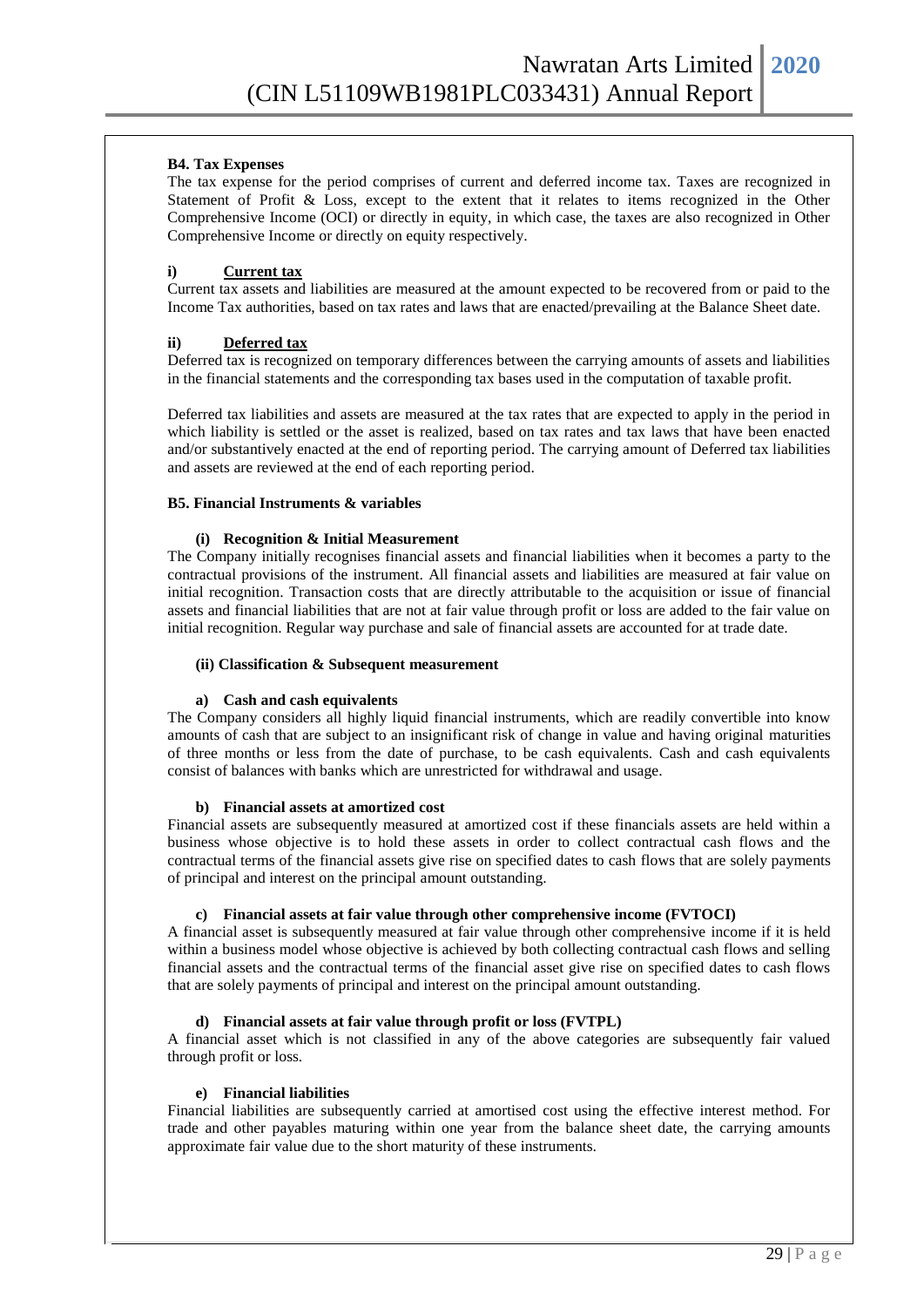**B4. Tax Expenses**

The tax expense for the period comprises of current and deferred income tax. Taxes are recognized in Statement of Profit & Loss, except to the extent that it relates to items recognized in the Other Comprehensive Income (OCI) or directly in equity, in which case, the taxes are also recognized in Other Comprehensive Income or directly on equity respectively.

**i) <u>Current tax</u>**

Current tax assets and liabilities are measured at the amount expected to be recovered from or paid to the Income Tax authorities, based on tax rates and laws that are enacted/prevailing at the Balance Sheet date.

**ii) <u>Deferred tax</u>**

Deferred tax is recognized on temporary differences between the carrying amounts of assets and liabilities in the financial statements and the corresponding tax bases used in the computation of taxable profit.

Deferred tax liabilities and assets are measured at the tax rates that are expected to apply in the period in which liability is settled or the asset is realized, based on tax rates and tax laws that have been enacted and/or substantively enacted at the end of reporting period. The carrying amount of Deferred tax liabilities and assets are reviewed at the end of each reporting period.

**B5. Financial Instruments & variables**

**(i) Recognition & Initial Measurement**

The Company initially recognises financial assets and financial liabilities when it becomes a party to the contractual provisions of the instrument. All financial assets and liabilities are measured at fair value on initial recognition. Transaction costs that are directly attributable to the acquisition or issue of financial assets and financial liabilities that are not at fair value through profit or loss are added to the fair value on initial recognition. Regular way purchase and sale of financial assets are accounted for at trade date.

**(ii) Classification & Subsequent measurement**

**a) Cash and cash equivalents**

The Company considers all highly liquid financial instruments, which are readily convertible into know amounts of cash that are subject to an insignificant risk of change in value and having original maturities of three months or less from the date of purchase, to be cash equivalents. Cash and cash equivalents consist of balances with banks which are unrestricted for withdrawal and usage.

**b) Financial assets at amortized cost**

Financial assets are subsequently measured at amortized cost if these financials assets are held within a business whose objective is to hold these assets in order to collect contractual cash flows and the contractual terms of the financial assets give rise on specified dates to cash flows that are solely payments of principal and interest on the principal amount outstanding.

**c) Financial assets at fair value through other comprehensive income (FVTOCI)**

A financial asset is subsequently measured at fair value through other comprehensive income if it is held within a business model whose objective is achieved by both collecting contractual cash flows and selling financial assets and the contractual terms of the financial asset give rise on specified dates to cash flows that are solely payments of principal and interest on the principal amount outstanding.

**d) Financial assets at fair value through profit or loss (FVTPL)**

A financial asset which is not classified in any of the above categories are subsequently fair valued through profit or loss.

**e) Financial liabilities**

Financial liabilities are subsequently carried at amortised cost using the effective interest method. For trade and other payables maturing within one year from the balance sheet date, the carrying amounts approximate fair value due to the short maturity of these instruments.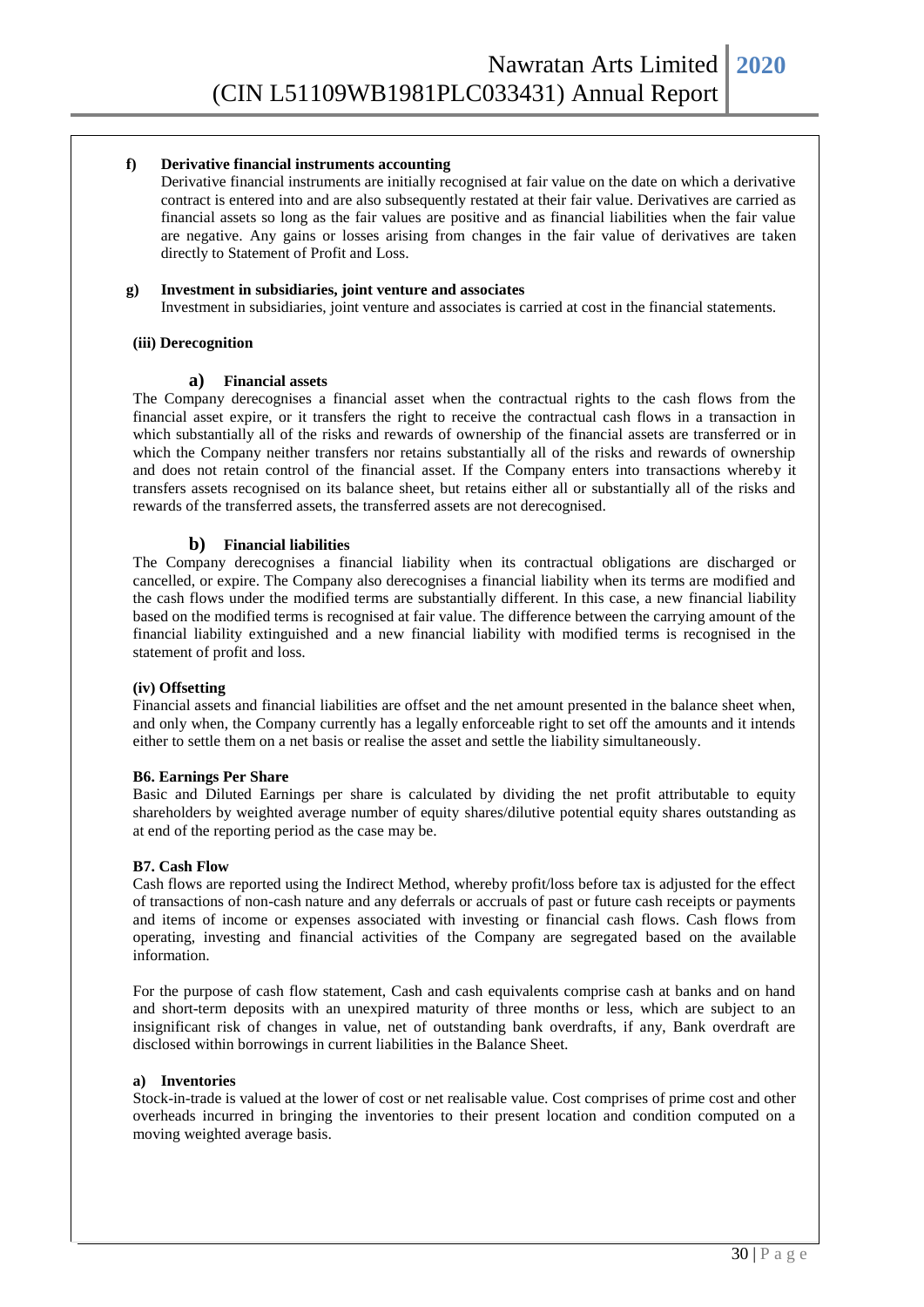**f) Derivative financial instruments accounting**

Derivative financial instruments are initially recognised at fair value on the date on which a derivative contract is entered into and are also subsequently restated at their fair value. Derivatives are carried as financial assets so long as the fair values are positive and as financial liabilities when the fair value are negative. Any gains or losses arising from changes in the fair value of derivatives are taken directly to Statement of Profit and Loss.

**g) Investment in subsidiaries, joint venture and associates**

Investment in subsidiaries, joint venture and associates is carried at cost in the financial statements.

**(iii) Derecognition**

**a) Financial assets**

The Company derecognises a financial asset when the contractual rights to the cash flows from the financial asset expire, or it transfers the right to receive the contractual cash flows in a transaction in which substantially all of the risks and rewards of ownership of the financial assets are transferred or in which the Company neither transfers nor retains substantially all of the risks and rewards of ownership and does not retain control of the financial asset. If the Company enters into transactions whereby it transfers assets recognised on its balance sheet, but retains either all or substantially all of the risks and rewards of the transferred assets, the transferred assets are not derecognised.

**b) Financial liabilities**

The Company derecognises a financial liability when its contractual obligations are discharged or cancelled, or expire. The Company also derecognises a financial liability when its terms are modified and the cash flows under the modified terms are substantially different. In this case, a new financial liability based on the modified terms is recognised at fair value. The difference between the carrying amount of the financial liability extinguished and a new financial liability with modified terms is recognised in the statement of profit and loss.

**(iv) Offsetting**

Financial assets and financial liabilities are offset and the net amount presented in the balance sheet when, and only when, the Company currently has a legally enforceable right to set off the amounts and it intends either to settle them on a net basis or realise the asset and settle the liability simultaneously.

**B6. Earnings Per Share**

Basic and Diluted Earnings per share is calculated by dividing the net profit attributable to equity shareholders by weighted average number of equity shares/dilutive potential equity shares outstanding as at end of the reporting period as the case may be.

**B7. Cash Flow**

Cash flows are reported using the Indirect Method, whereby profit/loss before tax is adjusted for the effect of transactions of non-cash nature and any deferrals or accruals of past or future cash receipts or payments and items of income or expenses associated with investing or financial cash flows. Cash flows from operating, investing and financial activities of the Company are segregated based on the available information.

For the purpose of cash flow statement, Cash and cash equivalents comprise cash at banks and on hand and short-term deposits with an unexpired maturity of three months or less, which are subject to an insignificant risk of changes in value, net of outstanding bank overdrafts, if any, Bank overdraft are disclosed within borrowings in current liabilities in the Balance Sheet.

**a) Inventories**

Stock-in-trade is valued at the lower of cost or net realisable value. Cost comprises of prime cost and other overheads incurred in bringing the inventories to their present location and condition computed on a moving weighted average basis.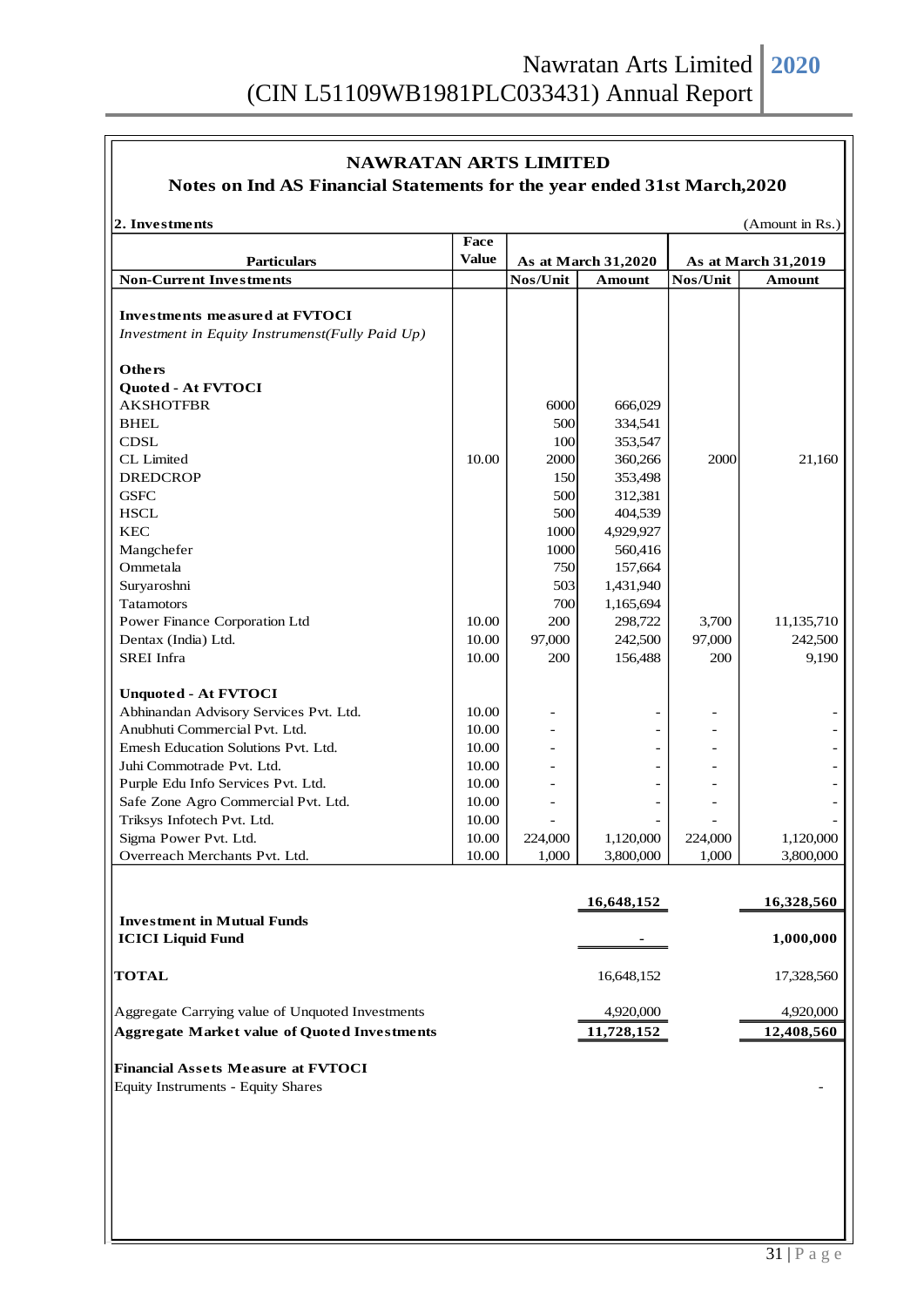## NAWRATAN ARTS LIMITED

### Notes on Ind AS Financial Statements for the year ended 31st March,2020

**2. Investments** (Amount in Rs.)

| Particulars | Face Value | As at March 31,2020 | | As at March 31,2019 | |
|---|---|---|---|---|---|
| **Non-Current Investments** | | **Nos/Unit** | **Amount** | **Nos/Unit** | **Amount** |
| **Investments measured at FVTOCI** | | | | | |
| *Investment in Equity Instrumenst(Fully Paid Up)* | | | | | |
| **Others** | | | | | |
| **Quoted - At FVTOCI** | | | | | |
| AKSHOTFBR | | 6000 | 666,029 | | |
| BHEL | | 500 | 334,541 | | |
| CDSL | | 100 | 353,547 | | |
| CL Limited | 10.00 | 2000 | 360,266 | 2000 | 21,160 |
| DREDCROP | | 150 | 353,498 | | |
| GSFC | | 500 | 312,381 | | |
| HSCL | | 500 | 404,539 | | |
| KEC | | 1000 | 4,929,927 | | |
| Mangchefer | | 1000 | 560,416 | | |
| Ommetala | | 750 | 157,664 | | |
| Suryaroshni | | 503 | 1,431,940 | | |
| Tatamotors | | 700 | 1,165,694 | | |
| Power Finance Corporation Ltd | 10.00 | 200 | 298,722 | 3,700 | 11,135,710 |
| Dentax (India) Ltd. | 10.00 | 97,000 | 242,500 | 97,000 | 242,500 |
| SREI Infra | 10.00 | 200 | 156,488 | 200 | 9,190 |
| **Unquoted - At FVTOCI** | | | | | |
| Abhinandan Advisory Services Pvt. Ltd. | 10.00 | - | - | - | - |
| Anubhuti Commercial Pvt. Ltd. | 10.00 | - | - | - | - |
| Emesh Education Solutions Pvt. Ltd. | 10.00 | - | - | - | - |
| Juhi Commotrade Pvt. Ltd. | 10.00 | - | - | - | - |
| Purple Edu Info Services Pvt. Ltd. | 10.00 | - | - | - | - |
| Safe Zone Agro Commercial Pvt. Ltd. | 10.00 | - | - | - | - |
| Triksys Infotech Pvt. Ltd. | 10.00 | - | - | - | - |
| Sigma Power Pvt. Ltd. | 10.00 | 224,000 | 1,120,000 | 224,000 | 1,120,000 |
| Overreach Merchants Pvt. Ltd. | 10.00 | 1,000 | 3,800,000 | 1,000 | 3,800,000 |
| | | | **16,648,152** | | **16,328,560** |
| **Investment in Mutual Funds** | | | | | |
| **ICICI Liquid Fund** | | | **-** | | **1,000,000** |
| **TOTAL** | | | 16,648,152 | | 17,328,560 |
| Aggregate Carrying value of Unquoted Investments | | | 4,920,000 | | 4,920,000 |
| **Aggregate Market value of Quoted Investments** | | | **11,728,152** | | **12,408,560** |

**Financial Assets Measure at FVTOCI**

| | |
|---|---|
| Equity Instruments - Equity Shares | - |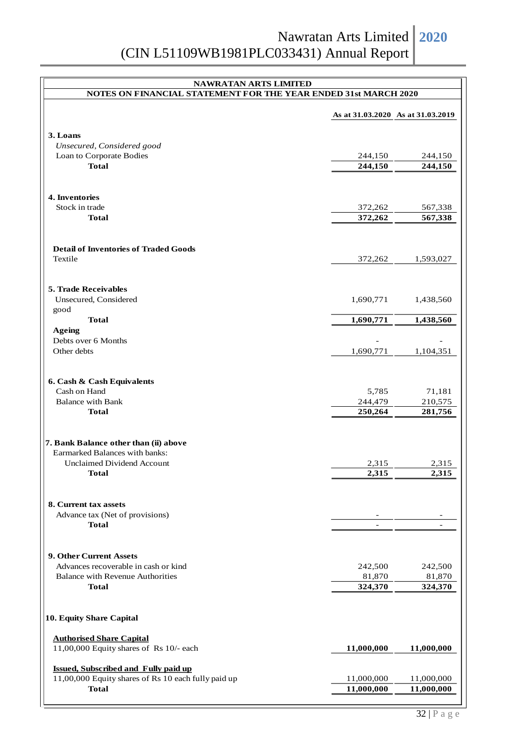# NAWRATAN ARTS LIMITED

## NOTES ON FINANCIAL STATEMENT FOR THE YEAR ENDED 31st MARCH 2020

| | As at 31.03.2020 | As at 31.03.2019 |
|---|---|---|
| **3. Loans** | | |
| *Unsecured, Considered good* | | |
| Loan to Corporate Bodies | 244,150 | 244,150 |
| **Total** | **244,150** | **244,150** |
| | | |
| **4. Inventories** | | |
| Stock in trade | 372,262 | 567,338 |
| **Total** | **372,262** | **567,338** |
| | | |
| **Detail of Inventories of Traded Goods** | | |
| Textile | 372,262 | 1,593,027 |
| | | |
| **5. Trade Receivables** | | |
| Unsecured, Considered good | 1,690,771 | 1,438,560 |
| **Total** | **1,690,771** | **1,438,560** |
| **Ageing** | | |
| Debts over 6 Months | - | - |
| Other debts | 1,690,771 | 1,104,351 |
| | | |
| **6. Cash & Cash Equivalents** | | |
| Cash on Hand | 5,785 | 71,181 |
| Balance with Bank | 244,479 | 210,575 |
| **Total** | **250,264** | **281,756** |
| | | |
| **7. Bank Balance other than (ii) above** | | |
| Earmarked Balances with banks: | | |
| Unclaimed Dividend Account | 2,315 | 2,315 |
| **Total** | **2,315** | **2,315** |
| | | |
| **8. Current tax assets** | | |
| Advance tax (Net of provisions) | - | - |
| **Total** | - | - |
| | | |
| **9. Other Current Assets** | | |
| Advances recoverable in cash or kind | 242,500 | 242,500 |
| Balance with Revenue Authorities | 81,870 | 81,870 |
| **Total** | **324,370** | **324,370** |
| | | |
| **10. Equity Share Capital** | | |
| **Authorised Share Capital** | | |
| 11,00,000 Equity shares of Rs 10/- each | **11,000,000** | **11,000,000** |
| **Issued, Subscribed and Fully paid up** | | |
| 11,00,000 Equity shares of Rs 10 each fully paid up | 11,000,000 | 11,000,000 |
| **Total** | **11,000,000** | **11,000,000** |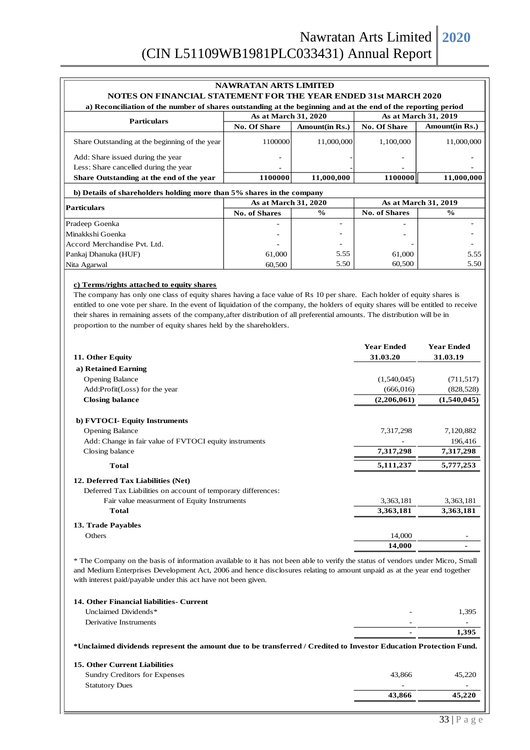## NAWRATAN ARTS LIMITED

### NOTES ON FINANCIAL STATEMENT FOR THE YEAR ENDED 31st MARCH 2020

**a) Reconciliation of the number of shares outstanding at the beginning and at the end of the reporting period**

| Particulars | As at March 31, 2020 | | As at March 31, 2019 | |
|---|---|---|---|---|
| | No. Of Share | Amount(in Rs.) | No. Of Share | Amount(in Rs.) |
| Share Outstanding at the beginning of the year | 1100000 | 11,000,000 | 1,100,000 | 11,000,000 |
| Add: Share issued during the year | - | - | - | - |
| Less: Share cancelled during the year | - | - | - | - |
| **Share Outstanding at the end of the year** | **1100000** | **11,000,000** | **1100000** | **11,000,000** |

**b) Details of shareholders holding more than 5% shares in the company**

| Particulars | As at March 31, 2020 | | As at March 31, 2019 | |
|---|---|---|---|---|
| | No. of Shares | % | No. of Shares | % |
| Pradeep Goenka | - | - | - | - |
| Minakkshi Goenka | - | - | - | - |
| Accord Merchandise Pvt. Ltd. | - | - | - | - |
| Pankaj Dhanuka (HUF) | 61,000 | 5.55 | 61,000 | 5.55 |
| Nita Agarwal | 60,500 | 5.50 | 60,500 | 5.50 |

**c) Terms/rights attached to equity shares**

The company has only one class of equity shares having a face value of Rs 10 per share. Each holder of equity shares is entitled to one vote per share. In the event of liquidation of the company, the holders of equity shares will be entitled to receive their shares in remaining assets of the company,after distribution of all preferential amounts. The distribution will be in proportion to the number of equity shares held by the shareholders.

| 11. Other Equity | Year Ended 31.03.20 | Year Ended 31.03.19 |
|---|---|---|
| **a) Retained Earning** | | |
| Opening Balance | (1,540,045) | (711,517) |
| Add:Profit(Loss) for the year | (666,016) | (828,528) |
| **Closing balance** | **(2,206,061)** | **(1,540,045)** |
| **b) FVTOCI- Equity Instruments** | | |
| Opening Balance | 7,317,298 | 7,120,882 |
| Add: Change in fair value of FVTOCI equity instruments | - | 196,416 |
| Closing balance | **7,317,298** | **7,317,298** |
| **Total** | **5,111,237** | **5,777,253** |

| 12. Deferred Tax Liabilities (Net) | | |
|---|---|---|
| Deferred Tax Liabilities on account of temporary differences: | | |
| Fair value measurment of Equity Instruments | 3,363,181 | 3,363,181 |
| **Total** | **3,363,181** | **3,363,181** |

| 13. Trade Payables | | |
|---|---|---|
| Others | 14,000 | - |
| | **14,000** | **-** |

* The Company on the basis of information available to it has not been able to verify the status of vendors under Micro, Small and Medium Enterprises Development Act, 2006 and hence disclosures relating to amount unpaid as at the year end together with interest paid/payable under this act have not been given.

| 14. Other Financial liabilities- Current | | |
|---|---|---|
| Unclaimed Dividends* | - | 1,395 |
| Derivative Instruments | - | - |
| | **-** | **1,395** |

**\*Unclaimed dividends represent the amount due to be transferred / Credited to Investor Education Protection Fund.**

| 15. Other Current Liabilities | | |
|---|---|---|
| Sundry Creditors for Expenses | 43,866 | 45,220 |
| Statutory Dues | - | - |
| | **43,866** | **45,220** |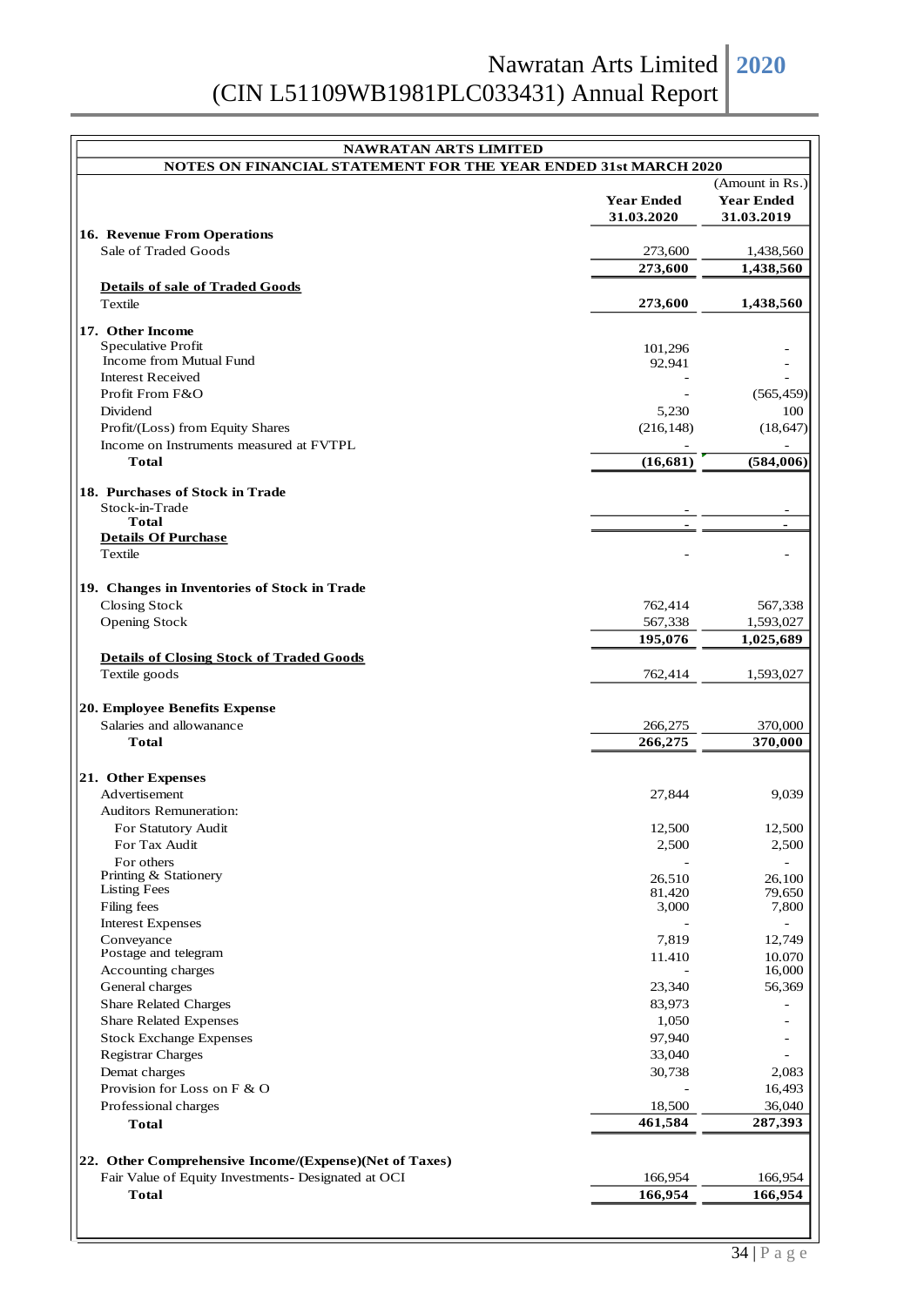**NAWRATAN ARTS LIMITED**

**NOTES ON FINANCIAL STATEMENT FOR THE YEAR ENDED 31st MARCH 2020**

(Amount in Rs.)

| | Year Ended 31.03.2020 | Year Ended 31.03.2019 |
|---|---|---|
| **16. Revenue From Operations** | | |
| Sale of Traded Goods | 273,600 | 1,438,560 |
| | **273,600** | **1,438,560** |
| **Details of sale of Traded Goods** | | |
| Textile | **273,600** | **1,438,560** |
| **17. Other Income** | | |
| Speculative Profit | 101,296 | - |
| Income from Mutual Fund | 92,941 | - |
| Interest Received | - | - |
| Profit From F&O | - | (565,459) |
| Dividend | 5,230 | 100 |
| Profit/(Loss) from Equity Shares | (216,148) | (18,647) |
| Income on Instruments measured at FVTPL | - | - |
| **Total** | **(16,681)** | **(584,006)** |
| **18. Purchases of Stock in Trade** | | |
| Stock-in-Trade | - | - |
| **Total** | - | - |
| **Details Of Purchase** | | |
| Textile | - | - |
| **19. Changes in Inventories of Stock in Trade** | | |
| Closing Stock | 762,414 | 567,338 |
| Opening Stock | 567,338 | 1,593,027 |
| | **195,076** | **1,025,689** |
| **Details of Closing Stock of Traded Goods** | | |
| Textile goods | 762,414 | 1,593,027 |
| **20. Employee Benefits Expense** | | |
| Salaries and allowanance | 266,275 | 370,000 |
| **Total** | **266,275** | **370,000** |
| **21. Other Expenses** | | |
| Advertisement | 27,844 | 9,039 |
| Auditors Remuneration: | | |
| For Statutory Audit | 12,500 | 12,500 |
| For Tax Audit | 2,500 | 2,500 |
| For others | - | - |
| Printing & Stationery | 26,510 | 26,100 |
| Listing Fees | 81,420 | 79,650 |
| Filing fees | 3,000 | 7,800 |
| Interest Expenses | - | - |
| Conveyance | 7,819 | 12,749 |
| Postage and telegram | 11,410 | 10,070 |
| Accounting charges | - | 16,000 |
| General charges | 23,340 | 56,369 |
| Share Related Charges | 83,973 | - |
| Share Related Expenses | 1,050 | - |
| Stock Exchange Expenses | 97,940 | - |
| Registrar Charges | 33,040 | - |
| Demat charges | 30,738 | 2,083 |
| Provision for Loss on F & O | - | 16,493 |
| Professional charges | 18,500 | 36,040 |
| **Total** | **461,584** | **287,393** |
| **22. Other Comprehensive Income/(Expense)(Net of Taxes)** | | |
| Fair Value of Equity Investments- Designated at OCI | 166,954 | 166,954 |
| **Total** | **166,954** | **166,954** |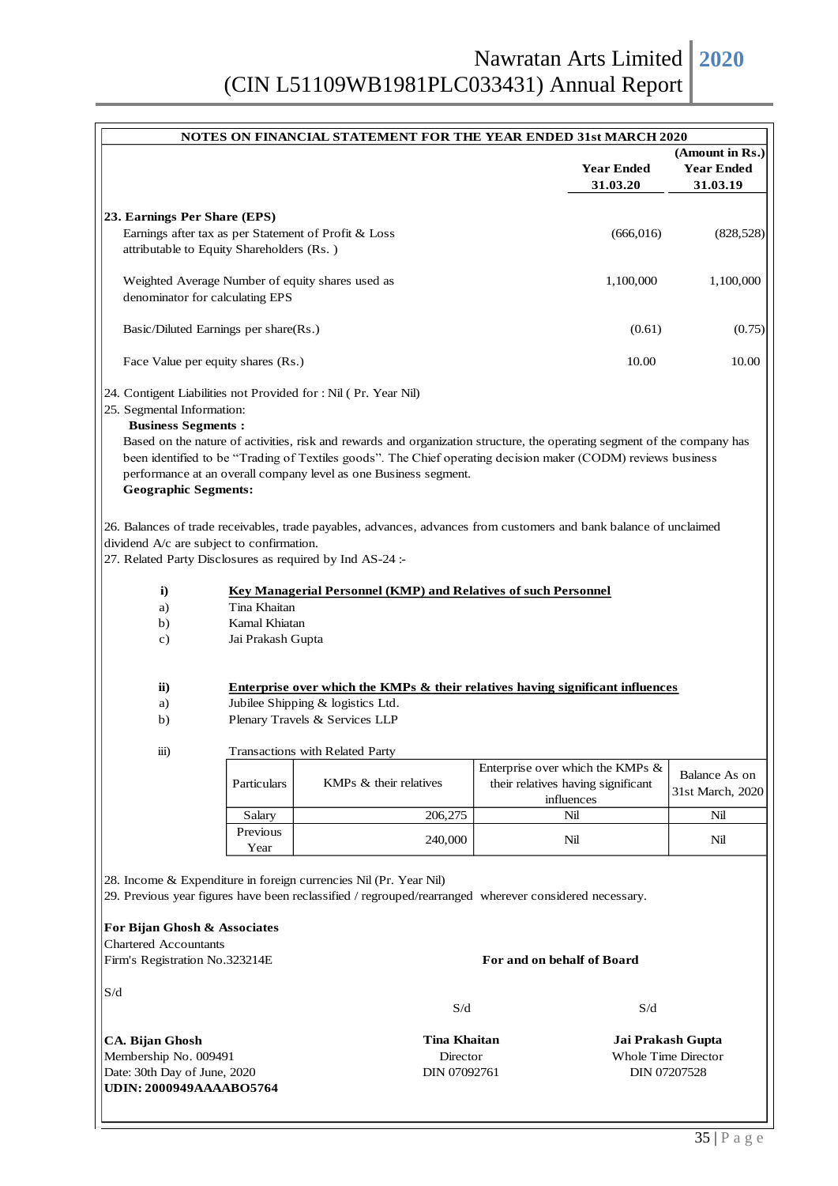## NOTES ON FINANCIAL STATEMENT FOR THE YEAR ENDED 31st MARCH 2020

(Amount in Rs.)

| | Year Ended 31.03.20 | Year Ended 31.03.19 |
|---|---|---|
| **23. Earnings Per Share (EPS)** | | |
| Earnings after tax as per Statement of Profit & Loss attributable to Equity Shareholders (Rs. ) | (666,016) | (828,528) |
| Weighted Average Number of equity shares used as denominator for calculating EPS | 1,100,000 | 1,100,000 |
| Basic/Diluted Earnings per share(Rs.) | (0.61) | (0.75) |
| Face Value per equity shares (Rs.) | 10.00 | 10.00 |

24. Contigent Liabilities not Provided for : Nil ( Pr. Year Nil)

25. Segmental Information:

**Business Segments :**

Based on the nature of activities, risk and rewards and organization structure, the operating segment of the company has been identified to be "Trading of Textiles goods". The Chief operating decision maker (CODM) reviews business performance at an overall company level as one Business segment.

**Geographic Segments:**

26. Balances of trade receivables, trade payables, advances, advances from customers and bank balance of unclaimed dividend A/c are subject to confirmation.

27. Related Party Disclosures as required by Ind AS-24 :-

**i) Key Managerial Personnel (KMP) and Relatives of such Personnel**

a) Tina Khaitan
b) Kamal Khiatan
c) Jai Prakash Gupta

**ii) Enterprise over which the KMPs & their relatives having significant influences**

a) Jubilee Shipping & logistics Ltd.
b) Plenary Travels & Services LLP

iii) Transactions with Related Party

| Particulars | KMPs & their relatives | Enterprise over which the KMPs & their relatives having significant influences | Balance As on 31st March, 2020 |
|---|---|---|---|
| Salary | 206,275 | Nil | Nil |
| Previous Year | 240,000 | Nil | Nil |

28. Income & Expenditure in foreign currencies Nil (Pr. Year Nil)

29. Previous year figures have been reclassified / regrouped/rearranged wherever considered necessary.

**For Bijan Ghosh & Associates**
Chartered Accountants
Firm's Registration No.323214E

**For and on behalf of Board**

S/d

**CA. Bijan Ghosh**
Membership No. 009491
Date: 30th Day of June, 2020
**UDIN: 2000949AAAABO5764**

S/d

**Tina Khaitan**
Director
DIN 07092761

S/d

**Jai Prakash Gupta**
Whole Time Director
DIN 07207528